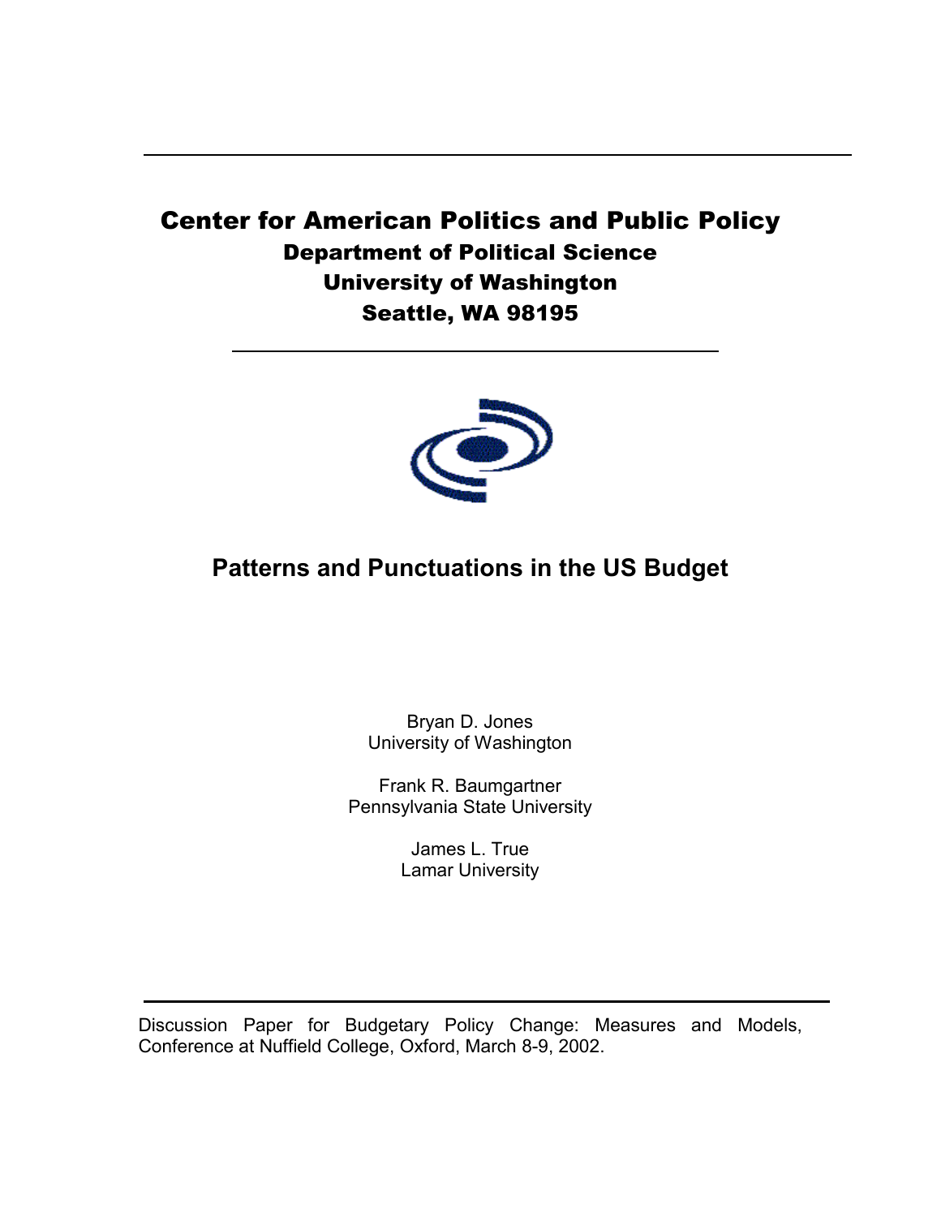**Center for American Politics and Public Policy**

**Department of Political Science**

**University of Washington**

**Seattle, WA 98195**

# Patterns and Punctuations in the US Budget

Bryan D. Jones
University of Washington

Frank R. Baumgartner
Pennsylvania State University

James L. True
Lamar University

Discussion Paper for Budgetary Policy Change: Measures and Models, Conference at Nuffield College, Oxford, March 8-9, 2002.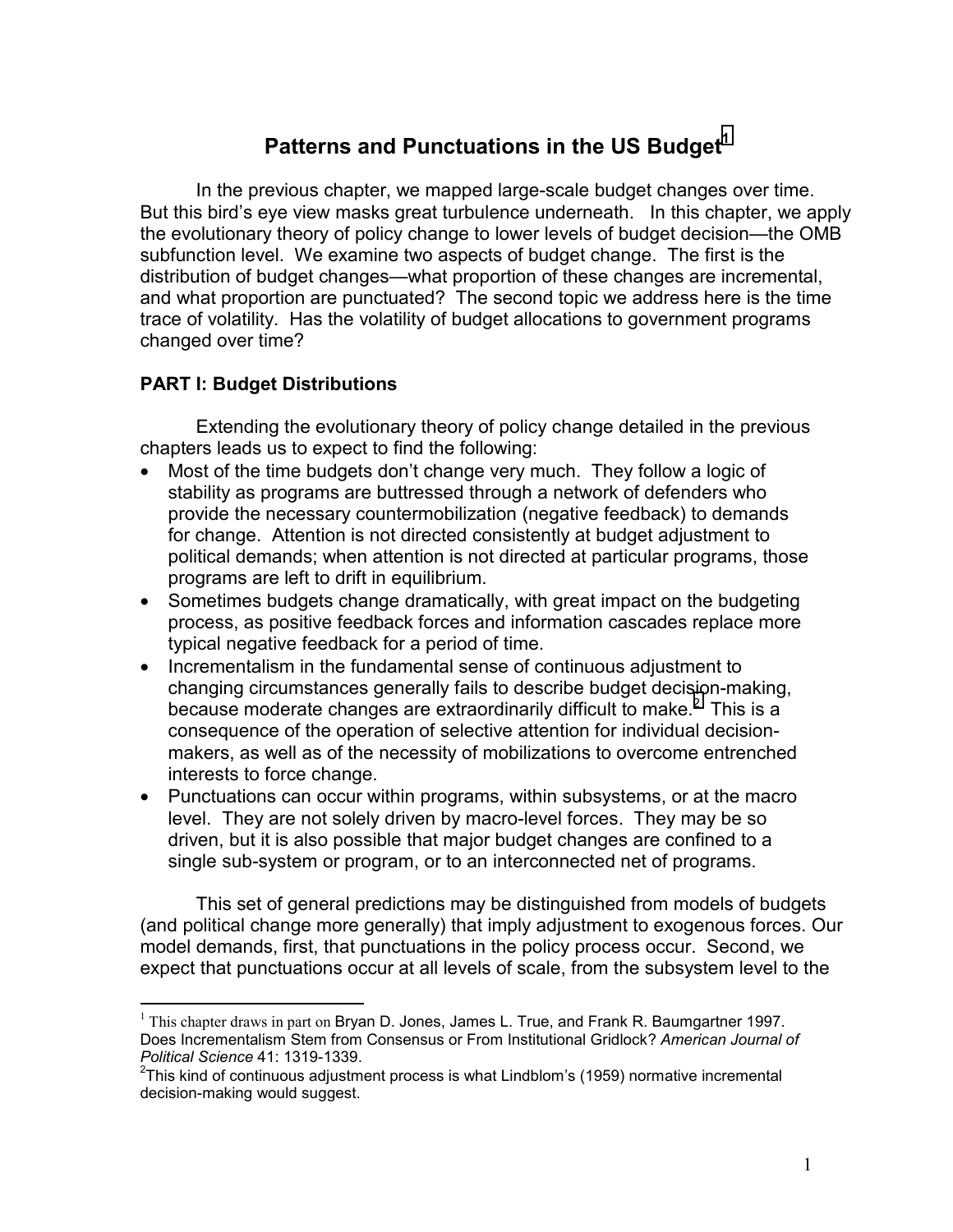# Patterns and Punctuations in the US Budget[1]

In the previous chapter, we mapped large-scale budget changes over time. But this bird's eye view masks great turbulence underneath. In this chapter, we apply the evolutionary theory of policy change to lower levels of budget decision—the OMB subfunction level. We examine two aspects of budget change. The first is the distribution of budget changes—what proportion of these changes are incremental, and what proportion are punctuated? The second topic we address here is the time trace of volatility. Has the volatility of budget allocations to government programs changed over time?

## PART I: Budget Distributions

Extending the evolutionary theory of policy change detailed in the previous chapters leads us to expect to find the following:

- Most of the time budgets don't change very much. They follow a logic of stability as programs are buttressed through a network of defenders who provide the necessary countermobilization (negative feedback) to demands for change. Attention is not directed consistently at budget adjustment to political demands; when attention is not directed at particular programs, those programs are left to drift in equilibrium.
- Sometimes budgets change dramatically, with great impact on the budgeting process, as positive feedback forces and information cascades replace more typical negative feedback for a period of time.
- Incrementalism in the fundamental sense of continuous adjustment to changing circumstances generally fails to describe budget decision-making, because moderate changes are extraordinarily difficult to make.[2] This is a consequence of the operation of selective attention for individual decision-makers, as well as of the necessity of mobilizations to overcome entrenched interests to force change.
- Punctuations can occur within programs, within subsystems, or at the macro level. They are not solely driven by macro-level forces. They may be so driven, but it is also possible that major budget changes are confined to a single sub-system or program, or to an interconnected net of programs.

This set of general predictions may be distinguished from models of budgets (and political change more generally) that imply adjustment to exogenous forces. Our model demands, first, that punctuations in the policy process occur. Second, we expect that punctuations occur at all levels of scale, from the subsystem level to the

---

[1] This chapter draws in part on Bryan D. Jones, James L. True, and Frank R. Baumgartner 1997. Does Incrementalism Stem from Consensus or From Institutional Gridlock? *American Journal of Political Science* 41: 1319-1339.

[2] This kind of continuous adjustment process is what Lindblom's (1959) normative incremental decision-making would suggest.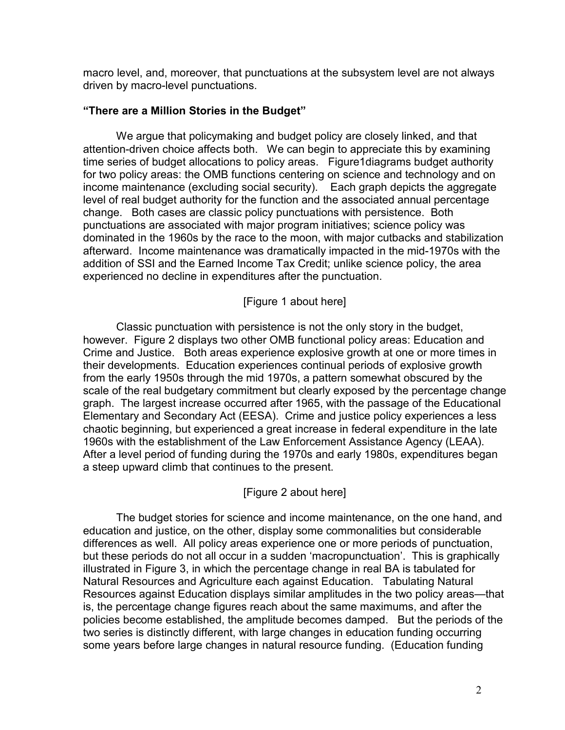macro level, and, moreover, that punctuations at the subsystem level are not always driven by macro-level punctuations.

### "There are a Million Stories in the Budget"

We argue that policymaking and budget policy are closely linked, and that attention-driven choice affects both. We can begin to appreciate this by examining time series of budget allocations to policy areas. Figure1diagrams budget authority for two policy areas: the OMB functions centering on science and technology and on income maintenance (excluding social security). Each graph depicts the aggregate level of real budget authority for the function and the associated annual percentage change. Both cases are classic policy punctuations with persistence. Both punctuations are associated with major program initiatives; science policy was dominated in the 1960s by the race to the moon, with major cutbacks and stabilization afterward. Income maintenance was dramatically impacted in the mid-1970s with the addition of SSI and the Earned Income Tax Credit; unlike science policy, the area experienced no decline in expenditures after the punctuation.

[Figure 1 about here]

Classic punctuation with persistence is not the only story in the budget, however. Figure 2 displays two other OMB functional policy areas: Education and Crime and Justice. Both areas experience explosive growth at one or more times in their developments. Education experiences continual periods of explosive growth from the early 1950s through the mid 1970s, a pattern somewhat obscured by the scale of the real budgetary commitment but clearly exposed by the percentage change graph. The largest increase occurred after 1965, with the passage of the Educational Elementary and Secondary Act (EESA). Crime and justice policy experiences a less chaotic beginning, but experienced a great increase in federal expenditure in the late 1960s with the establishment of the Law Enforcement Assistance Agency (LEAA). After a level period of funding during the 1970s and early 1980s, expenditures began a steep upward climb that continues to the present.

[Figure 2 about here]

The budget stories for science and income maintenance, on the one hand, and education and justice, on the other, display some commonalities but considerable differences as well. All policy areas experience one or more periods of punctuation, but these periods do not all occur in a sudden 'macropunctuation'. This is graphically illustrated in Figure 3, in which the percentage change in real BA is tabulated for Natural Resources and Agriculture each against Education. Tabulating Natural Resources against Education displays similar amplitudes in the two policy areas—that is, the percentage change figures reach about the same maximums, and after the policies become established, the amplitude becomes damped. But the periods of the two series is distinctly different, with large changes in education funding occurring some years before large changes in natural resource funding. (Education funding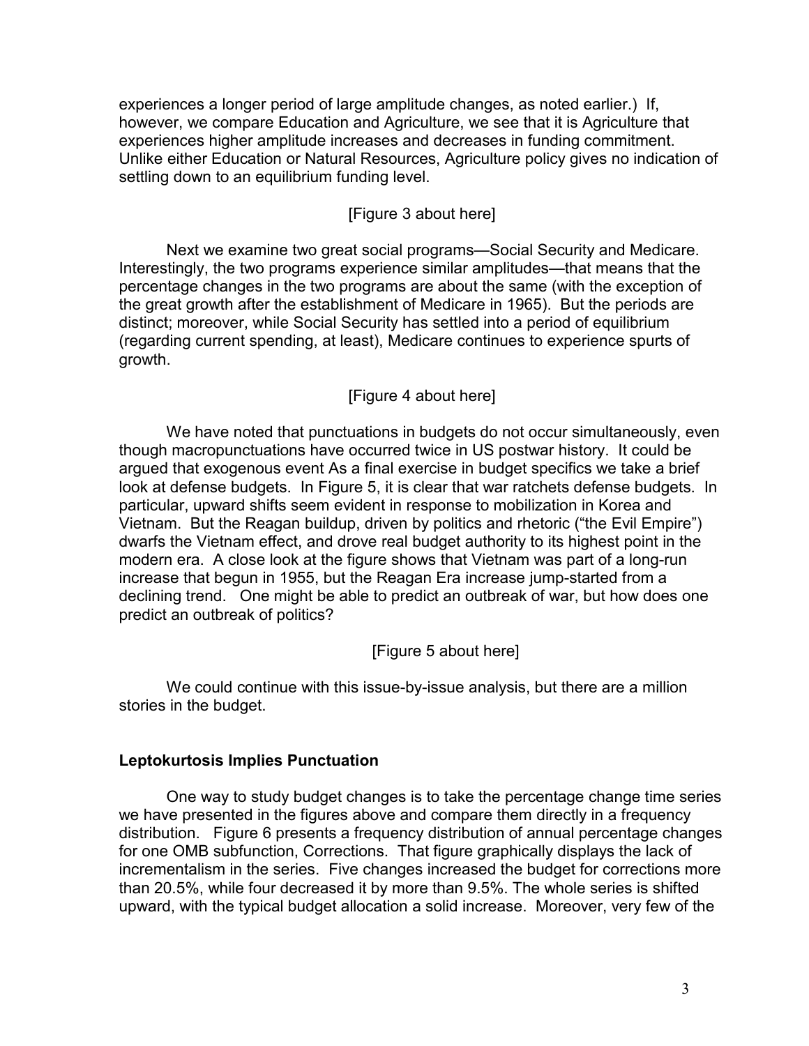experiences a longer period of large amplitude changes, as noted earlier.) If, however, we compare Education and Agriculture, we see that it is Agriculture that experiences higher amplitude increases and decreases in funding commitment. Unlike either Education or Natural Resources, Agriculture policy gives no indication of settling down to an equilibrium funding level.

[Figure 3 about here]

Next we examine two great social programs—Social Security and Medicare. Interestingly, the two programs experience similar amplitudes—that means that the percentage changes in the two programs are about the same (with the exception of the great growth after the establishment of Medicare in 1965). But the periods are distinct; moreover, while Social Security has settled into a period of equilibrium (regarding current spending, at least), Medicare continues to experience spurts of growth.

[Figure 4 about here]

We have noted that punctuations in budgets do not occur simultaneously, even though macropunctuations have occurred twice in US postwar history. It could be argued that exogenous event As a final exercise in budget specifics we take a brief look at defense budgets. In Figure 5, it is clear that war ratchets defense budgets. In particular, upward shifts seem evident in response to mobilization in Korea and Vietnam. But the Reagan buildup, driven by politics and rhetoric ("the Evil Empire") dwarfs the Vietnam effect, and drove real budget authority to its highest point in the modern era. A close look at the figure shows that Vietnam was part of a long-run increase that begun in 1955, but the Reagan Era increase jump-started from a declining trend. One might be able to predict an outbreak of war, but how does one predict an outbreak of politics?

[Figure 5 about here]

We could continue with this issue-by-issue analysis, but there are a million stories in the budget.

## Leptokurtosis Implies Punctuation

One way to study budget changes is to take the percentage change time series we have presented in the figures above and compare them directly in a frequency distribution. Figure 6 presents a frequency distribution of annual percentage changes for one OMB subfunction, Corrections. That figure graphically displays the lack of incrementalism in the series. Five changes increased the budget for corrections more than 20.5%, while four decreased it by more than 9.5%. The whole series is shifted upward, with the typical budget allocation a solid increase. Moreover, very few of the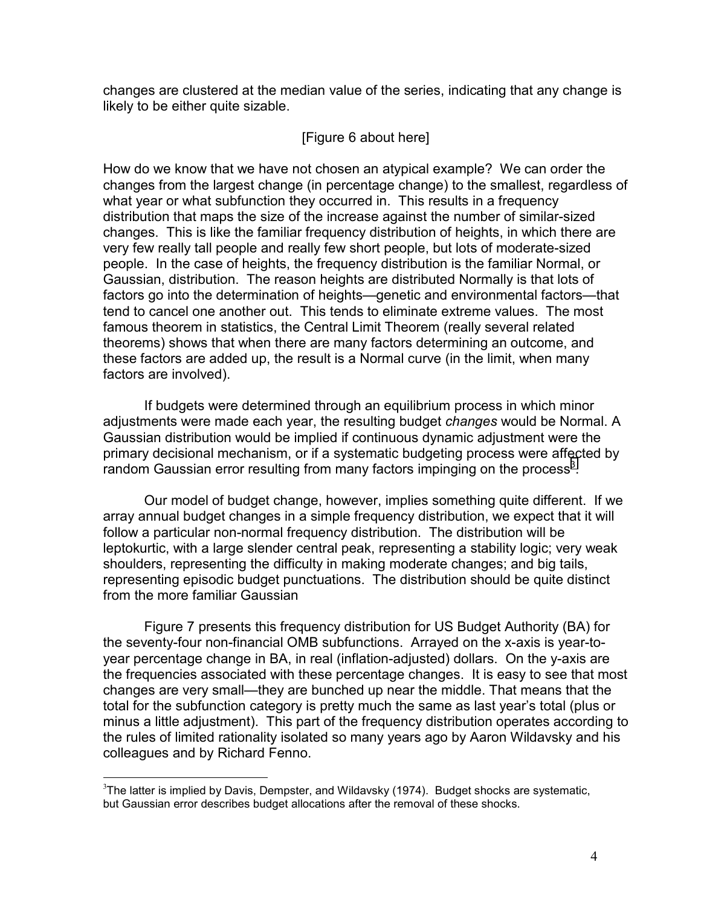changes are clustered at the median value of the series, indicating that any change is likely to be either quite sizable.

[Figure 6 about here]

How do we know that we have not chosen an atypical example? We can order the changes from the largest change (in percentage change) to the smallest, regardless of what year or what subfunction they occurred in. This results in a frequency distribution that maps the size of the increase against the number of similar-sized changes. This is like the familiar frequency distribution of heights, in which there are very few really tall people and really few short people, but lots of moderate-sized people. In the case of heights, the frequency distribution is the familiar Normal, or Gaussian, distribution. The reason heights are distributed Normally is that lots of factors go into the determination of heights—genetic and environmental factors—that tend to cancel one another out. This tends to eliminate extreme values. The most famous theorem in statistics, the Central Limit Theorem (really several related theorems) shows that when there are many factors determining an outcome, and these factors are added up, the result is a Normal curve (in the limit, when many factors are involved).

If budgets were determined through an equilibrium process in which minor adjustments were made each year, the resulting budget *changes* would be Normal. A Gaussian distribution would be implied if continuous dynamic adjustment were the primary decisional mechanism, or if a systematic budgeting process were affected by random Gaussian error resulting from many factors impinging on the process[3].

Our model of budget change, however, implies something quite different. If we array annual budget changes in a simple frequency distribution, we expect that it will follow a particular non-normal frequency distribution. The distribution will be leptokurtic, with a large slender central peak, representing a stability logic; very weak shoulders, representing the difficulty in making moderate changes; and big tails, representing episodic budget punctuations. The distribution should be quite distinct from the more familiar Gaussian

Figure 7 presents this frequency distribution for US Budget Authority (BA) for the seventy-four non-financial OMB subfunctions. Arrayed on the x-axis is year-to-year percentage change in BA, in real (inflation-adjusted) dollars. On the y-axis are the frequencies associated with these percentage changes. It is easy to see that most changes are very small—they are bunched up near the middle. That means that the total for the subfunction category is pretty much the same as last year's total (plus or minus a little adjustment). This part of the frequency distribution operates according to the rules of limited rationality isolated so many years ago by Aaron Wildavsky and his colleagues and by Richard Fenno.

[3] The latter is implied by Davis, Dempster, and Wildavsky (1974). Budget shocks are systematic, but Gaussian error describes budget allocations after the removal of these shocks.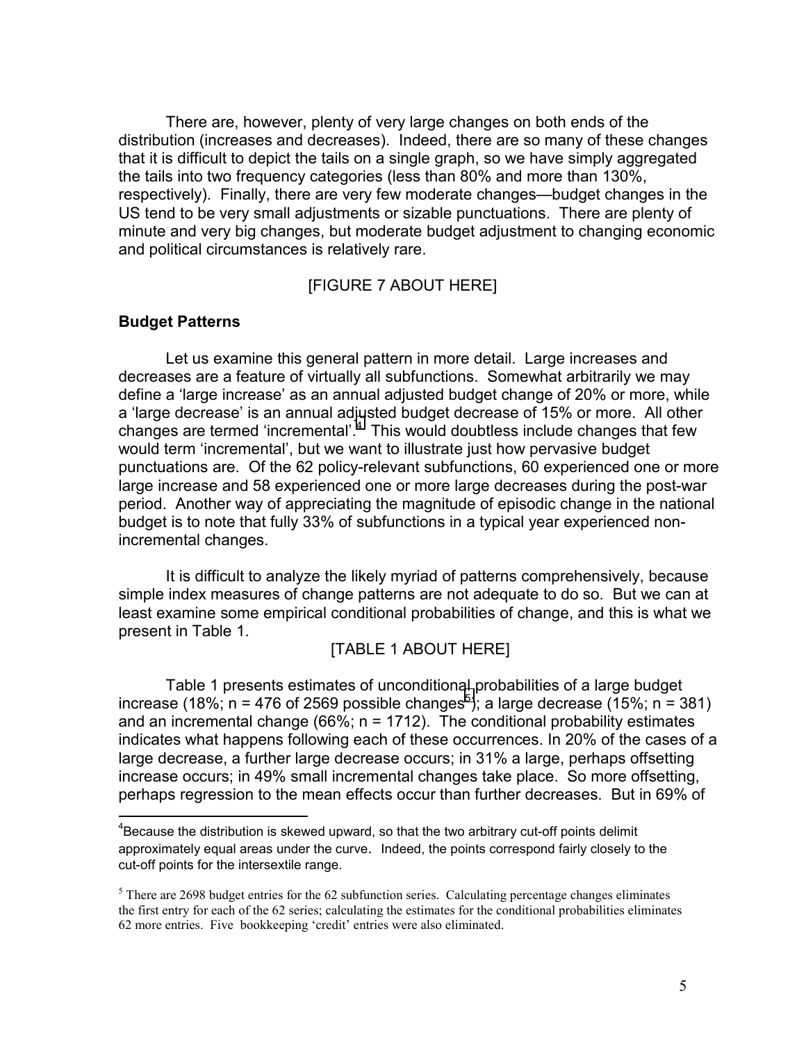There are, however, plenty of very large changes on both ends of the distribution (increases and decreases). Indeed, there are so many of these changes that it is difficult to depict the tails on a single graph, so we have simply aggregated the tails into two frequency categories (less than 80% and more than 130%, respectively). Finally, there are very few moderate changes—budget changes in the US tend to be very small adjustments or sizable punctuations. There are plenty of minute and very big changes, but moderate budget adjustment to changing economic and political circumstances is relatively rare.

[FIGURE 7 ABOUT HERE]

**Budget Patterns**

Let us examine this general pattern in more detail. Large increases and decreases are a feature of virtually all subfunctions. Somewhat arbitrarily we may define a 'large increase' as an annual adjusted budget change of 20% or more, while a 'large decrease' is an annual adjusted budget decrease of 15% or more. All other changes are termed 'incremental'.[4] This would doubtless include changes that few would term 'incremental', but we want to illustrate just how pervasive budget punctuations are. Of the 62 policy-relevant subfunctions, 60 experienced one or more large increase and 58 experienced one or more large decreases during the post-war period. Another way of appreciating the magnitude of episodic change in the national budget is to note that fully 33% of subfunctions in a typical year experienced non-incremental changes.

It is difficult to analyze the likely myriad of patterns comprehensively, because simple index measures of change patterns are not adequate to do so. But we can at least examine some empirical conditional probabilities of change, and this is what we present in Table 1.

[TABLE 1 ABOUT HERE]

Table 1 presents estimates of unconditional probabilities of a large budget increase (18%; n = 476 of 2569 possible changes[5]); a large decrease (15%; n = 381) and an incremental change (66%; n = 1712). The conditional probability estimates indicates what happens following each of these occurrences. In 20% of the cases of a large decrease, a further large decrease occurs; in 31% a large, perhaps offsetting increase occurs; in 49% small incremental changes take place. So more offsetting, perhaps regression to the mean effects occur than further decreases. But in 69% of

[4] Because the distribution is skewed upward, so that the two arbitrary cut-off points delimit approximately equal areas under the curve. Indeed, the points correspond fairly closely to the cut-off points for the intersextile range.

[5] There are 2698 budget entries for the 62 subfunction series. Calculating percentage changes eliminates the first entry for each of the 62 series; calculating the estimates for the conditional probabilities eliminates 62 more entries. Five bookkeeping 'credit' entries were also eliminated.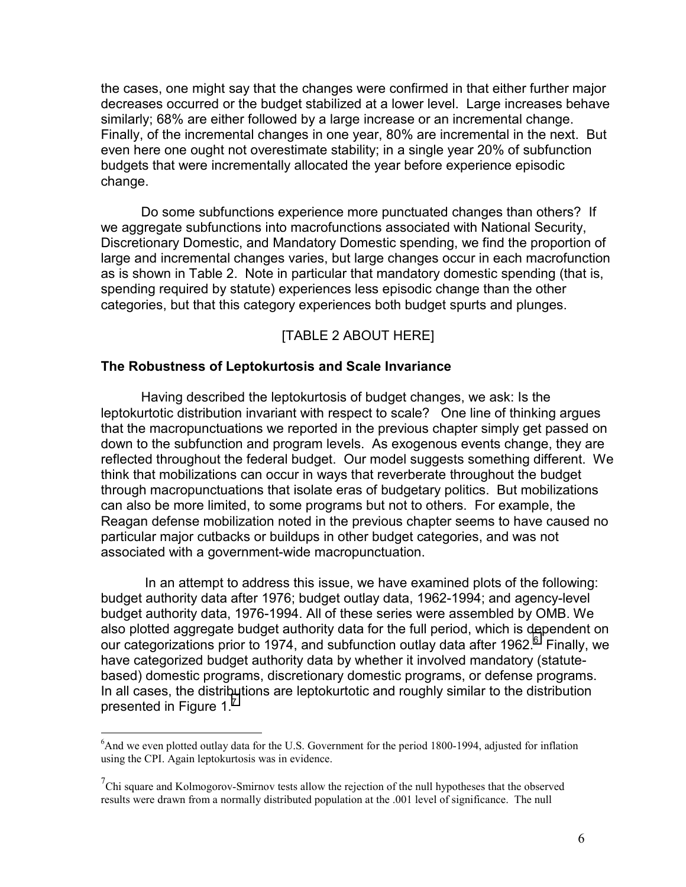the cases, one might say that the changes were confirmed in that either further major decreases occurred or the budget stabilized at a lower level. Large increases behave similarly; 68% are either followed by a large increase or an incremental change. Finally, of the incremental changes in one year, 80% are incremental in the next. But even here one ought not overestimate stability; in a single year 20% of subfunction budgets that were incrementally allocated the year before experience episodic change.

Do some subfunctions experience more punctuated changes than others? If we aggregate subfunctions into macrofunctions associated with National Security, Discretionary Domestic, and Mandatory Domestic spending, we find the proportion of large and incremental changes varies, but large changes occur in each macrofunction as is shown in Table 2. Note in particular that mandatory domestic spending (that is, spending required by statute) experiences less episodic change than the other categories, but that this category experiences both budget spurts and plunges.

[TABLE 2 ABOUT HERE]

### The Robustness of Leptokurtosis and Scale Invariance

Having described the leptokurtosis of budget changes, we ask: Is the leptokurtotic distribution invariant with respect to scale? One line of thinking argues that the macropunctuations we reported in the previous chapter simply get passed on down to the subfunction and program levels. As exogenous events change, they are reflected throughout the federal budget. Our model suggests something different. We think that mobilizations can occur in ways that reverberate throughout the budget through macropunctuations that isolate eras of budgetary politics. But mobilizations can also be more limited, to some programs but not to others. For example, the Reagan defense mobilization noted in the previous chapter seems to have caused no particular major cutbacks or buildups in other budget categories, and was not associated with a government-wide macropunctuation.

In an attempt to address this issue, we have examined plots of the following: budget authority data after 1976; budget outlay data, 1962-1994; and agency-level budget authority data, 1976-1994. All of these series were assembled by OMB. We also plotted aggregate budget authority data for the full period, which is dependent on our categorizations prior to 1974, and subfunction outlay data after 1962.[6] Finally, we have categorized budget authority data by whether it involved mandatory (statute-based) domestic programs, discretionary domestic programs, or defense programs. In all cases, the distributions are leptokurtotic and roughly similar to the distribution presented in Figure 1.[7]

---

[6]And we even plotted outlay data for the U.S. Government for the period 1800-1994, adjusted for inflation using the CPI. Again leptokurtosis was in evidence.

[7]Chi square and Kolmogorov-Smirnov tests allow the rejection of the null hypotheses that the observed results were drawn from a normally distributed population at the .001 level of significance. The null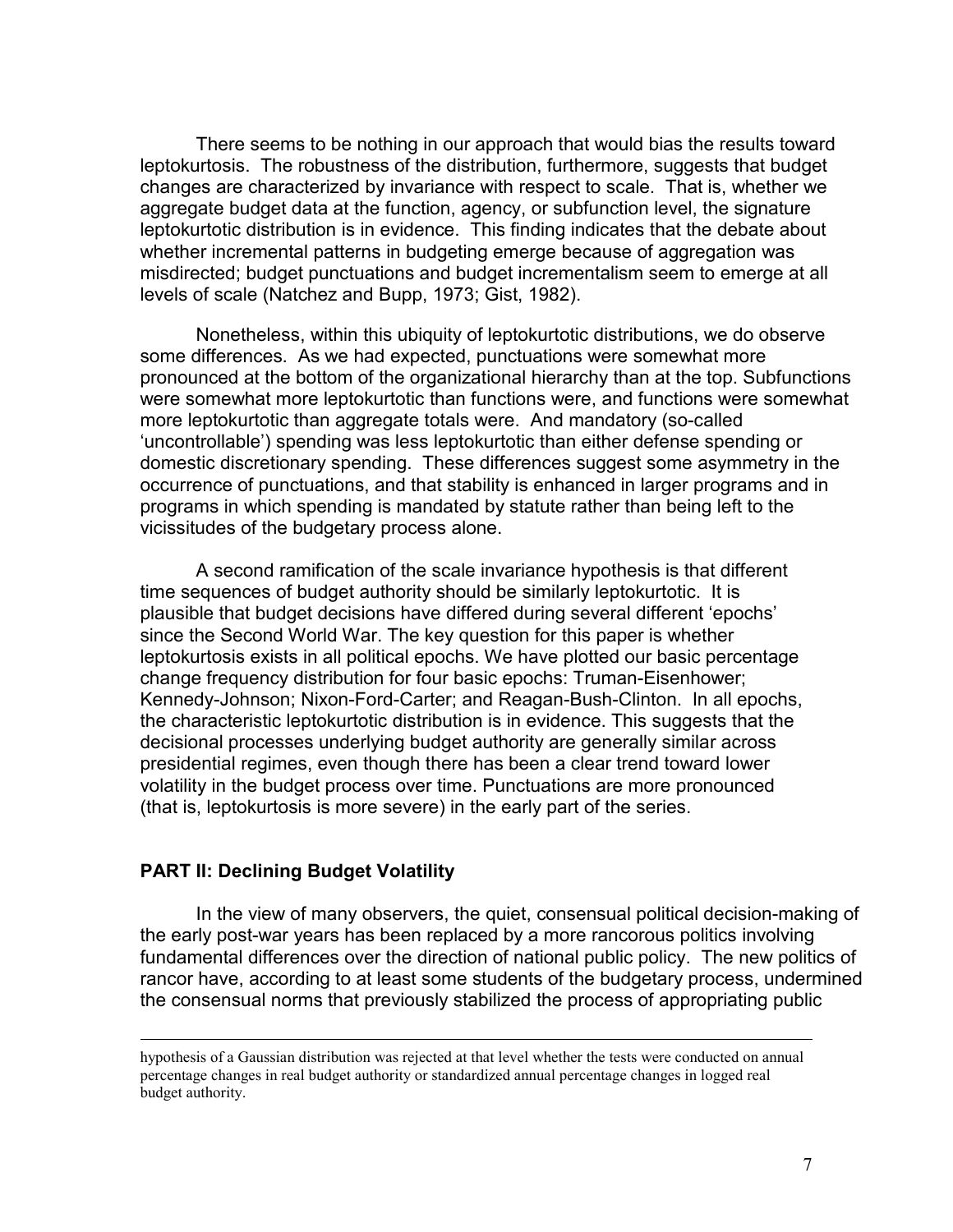There seems to be nothing in our approach that would bias the results toward leptokurtosis. The robustness of the distribution, furthermore, suggests that budget changes are characterized by invariance with respect to scale. That is, whether we aggregate budget data at the function, agency, or subfunction level, the signature leptokurtotic distribution is in evidence. This finding indicates that the debate about whether incremental patterns in budgeting emerge because of aggregation was misdirected; budget punctuations and budget incrementalism seem to emerge at all levels of scale (Natchez and Bupp, 1973; Gist, 1982).

Nonetheless, within this ubiquity of leptokurtotic distributions, we do observe some differences. As we had expected, punctuations were somewhat more pronounced at the bottom of the organizational hierarchy than at the top. Subfunctions were somewhat more leptokurtotic than functions were, and functions were somewhat more leptokurtotic than aggregate totals were. And mandatory (so-called 'uncontrollable') spending was less leptokurtotic than either defense spending or domestic discretionary spending. These differences suggest some asymmetry in the occurrence of punctuations, and that stability is enhanced in larger programs and in programs in which spending is mandated by statute rather than being left to the vicissitudes of the budgetary process alone.

A second ramification of the scale invariance hypothesis is that different time sequences of budget authority should be similarly leptokurtotic. It is plausible that budget decisions have differed during several different 'epochs' since the Second World War. The key question for this paper is whether leptokurtosis exists in all political epochs. We have plotted our basic percentage change frequency distribution for four basic epochs: Truman-Eisenhower; Kennedy-Johnson; Nixon-Ford-Carter; and Reagan-Bush-Clinton. In all epochs, the characteristic leptokurtotic distribution is in evidence. This suggests that the decisional processes underlying budget authority are generally similar across presidential regimes, even though there has been a clear trend toward lower volatility in the budget process over time. Punctuations are more pronounced (that is, leptokurtosis is more severe) in the early part of the series.

## PART II: Declining Budget Volatility

In the view of many observers, the quiet, consensual political decision-making of the early post-war years has been replaced by a more rancorous politics involving fundamental differences over the direction of national public policy. The new politics of rancor have, according to at least some students of the budgetary process, undermined the consensual norms that previously stabilized the process of appropriating public

---

hypothesis of a Gaussian distribution was rejected at that level whether the tests were conducted on annual percentage changes in real budget authority or standardized annual percentage changes in logged real budget authority.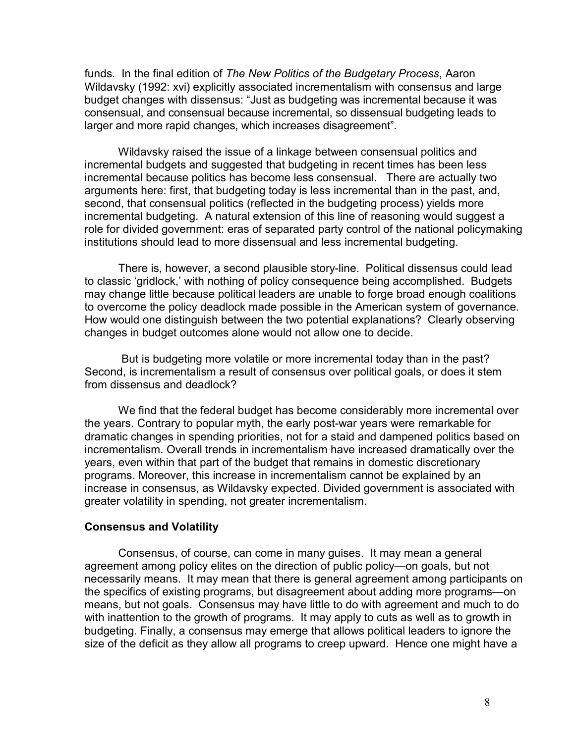funds. In the final edition of *The New Politics of the Budgetary Process*, Aaron Wildavsky (1992: xvi) explicitly associated incrementalism with consensus and large budget changes with dissensus: "Just as budgeting was incremental because it was consensual, and consensual because incremental, so dissensual budgeting leads to larger and more rapid changes, which increases disagreement".

Wildavsky raised the issue of a linkage between consensual politics and incremental budgets and suggested that budgeting in recent times has been less incremental because politics has become less consensual. There are actually two arguments here: first, that budgeting today is less incremental than in the past, and, second, that consensual politics (reflected in the budgeting process) yields more incremental budgeting. A natural extension of this line of reasoning would suggest a role for divided government: eras of separated party control of the national policymaking institutions should lead to more dissensual and less incremental budgeting.

There is, however, a second plausible story-line. Political dissensus could lead to classic 'gridlock,' with nothing of policy consequence being accomplished. Budgets may change little because political leaders are unable to forge broad enough coalitions to overcome the policy deadlock made possible in the American system of governance. How would one distinguish between the two potential explanations? Clearly observing changes in budget outcomes alone would not allow one to decide.

But is budgeting more volatile or more incremental today than in the past? Second, is incrementalism a result of consensus over political goals, or does it stem from dissensus and deadlock?

We find that the federal budget has become considerably more incremental over the years. Contrary to popular myth, the early post-war years were remarkable for dramatic changes in spending priorities, not for a staid and dampened politics based on incrementalism. Overall trends in incrementalism have increased dramatically over the years, even within that part of the budget that remains in domestic discretionary programs. Moreover, this increase in incrementalism cannot be explained by an increase in consensus, as Wildavsky expected. Divided government is associated with greater volatility in spending, not greater incrementalism.

**Consensus and Volatility**

Consensus, of course, can come in many guises. It may mean a general agreement among policy elites on the direction of public policy—on goals, but not necessarily means. It may mean that there is general agreement among participants on the specifics of existing programs, but disagreement about adding more programs—on means, but not goals. Consensus may have little to do with agreement and much to do with inattention to the growth of programs. It may apply to cuts as well as to growth in budgeting. Finally, a consensus may emerge that allows political leaders to ignore the size of the deficit as they allow all programs to creep upward. Hence one might have a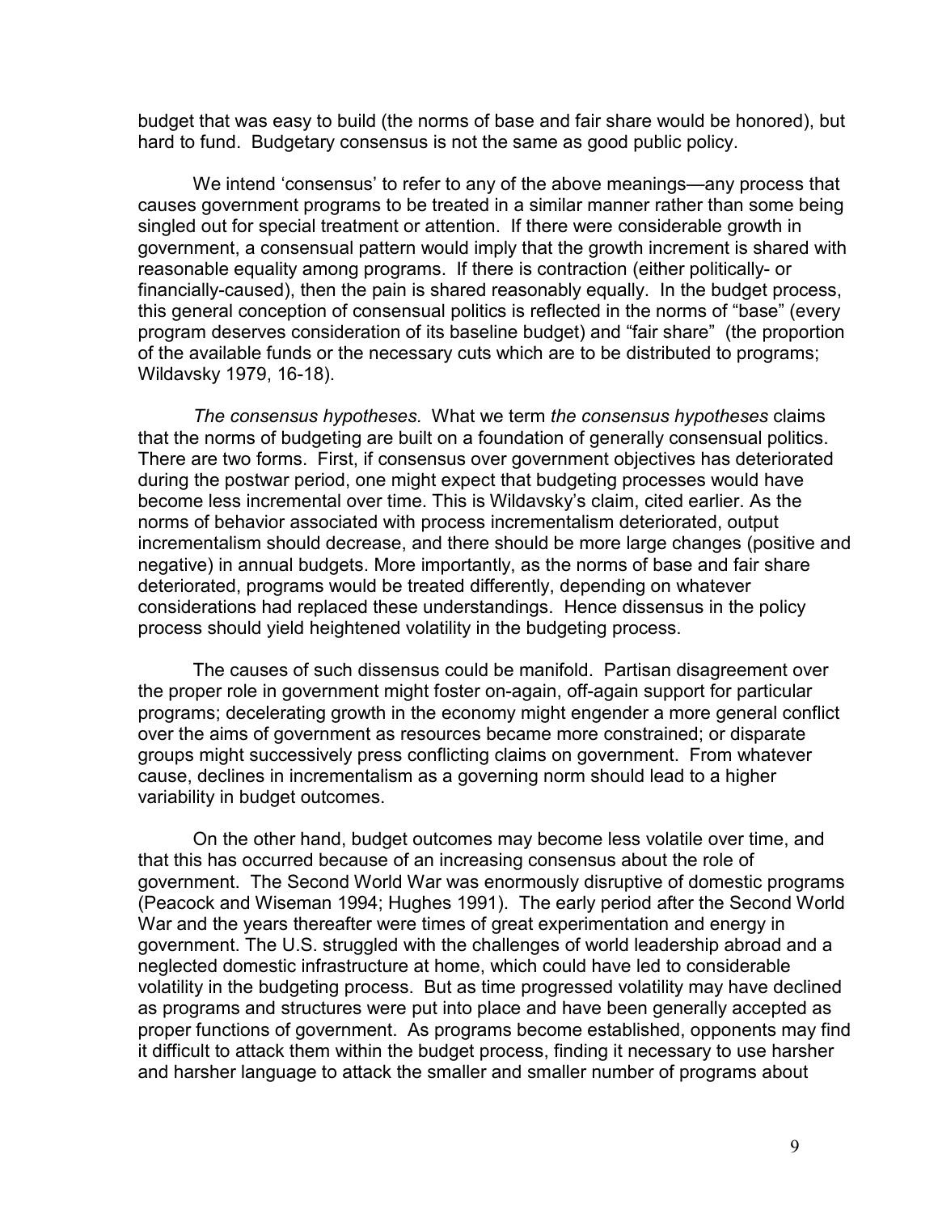budget that was easy to build (the norms of base and fair share would be honored), but hard to fund. Budgetary consensus is not the same as good public policy.

We intend 'consensus' to refer to any of the above meanings—any process that causes government programs to be treated in a similar manner rather than some being singled out for special treatment or attention. If there were considerable growth in government, a consensual pattern would imply that the growth increment is shared with reasonable equality among programs. If there is contraction (either politically- or financially-caused), then the pain is shared reasonably equally. In the budget process, this general conception of consensual politics is reflected in the norms of "base" (every program deserves consideration of its baseline budget) and "fair share" (the proportion of the available funds or the necessary cuts which are to be distributed to programs; Wildavsky 1979, 16-18).

*The consensus hypotheses.* What we term *the consensus hypotheses* claims that the norms of budgeting are built on a foundation of generally consensual politics. There are two forms. First, if consensus over government objectives has deteriorated during the postwar period, one might expect that budgeting processes would have become less incremental over time. This is Wildavsky's claim, cited earlier. As the norms of behavior associated with process incrementalism deteriorated, output incrementalism should decrease, and there should be more large changes (positive and negative) in annual budgets. More importantly, as the norms of base and fair share deteriorated, programs would be treated differently, depending on whatever considerations had replaced these understandings. Hence dissensus in the policy process should yield heightened volatility in the budgeting process.

The causes of such dissensus could be manifold. Partisan disagreement over the proper role in government might foster on-again, off-again support for particular programs; decelerating growth in the economy might engender a more general conflict over the aims of government as resources became more constrained; or disparate groups might successively press conflicting claims on government. From whatever cause, declines in incrementalism as a governing norm should lead to a higher variability in budget outcomes.

On the other hand, budget outcomes may become less volatile over time, and that this has occurred because of an increasing consensus about the role of government. The Second World War was enormously disruptive of domestic programs (Peacock and Wiseman 1994; Hughes 1991). The early period after the Second World War and the years thereafter were times of great experimentation and energy in government. The U.S. struggled with the challenges of world leadership abroad and a neglected domestic infrastructure at home, which could have led to considerable volatility in the budgeting process. But as time progressed volatility may have declined as programs and structures were put into place and have been generally accepted as proper functions of government. As programs become established, opponents may find it difficult to attack them within the budget process, finding it necessary to use harsher and harsher language to attack the smaller and smaller number of programs about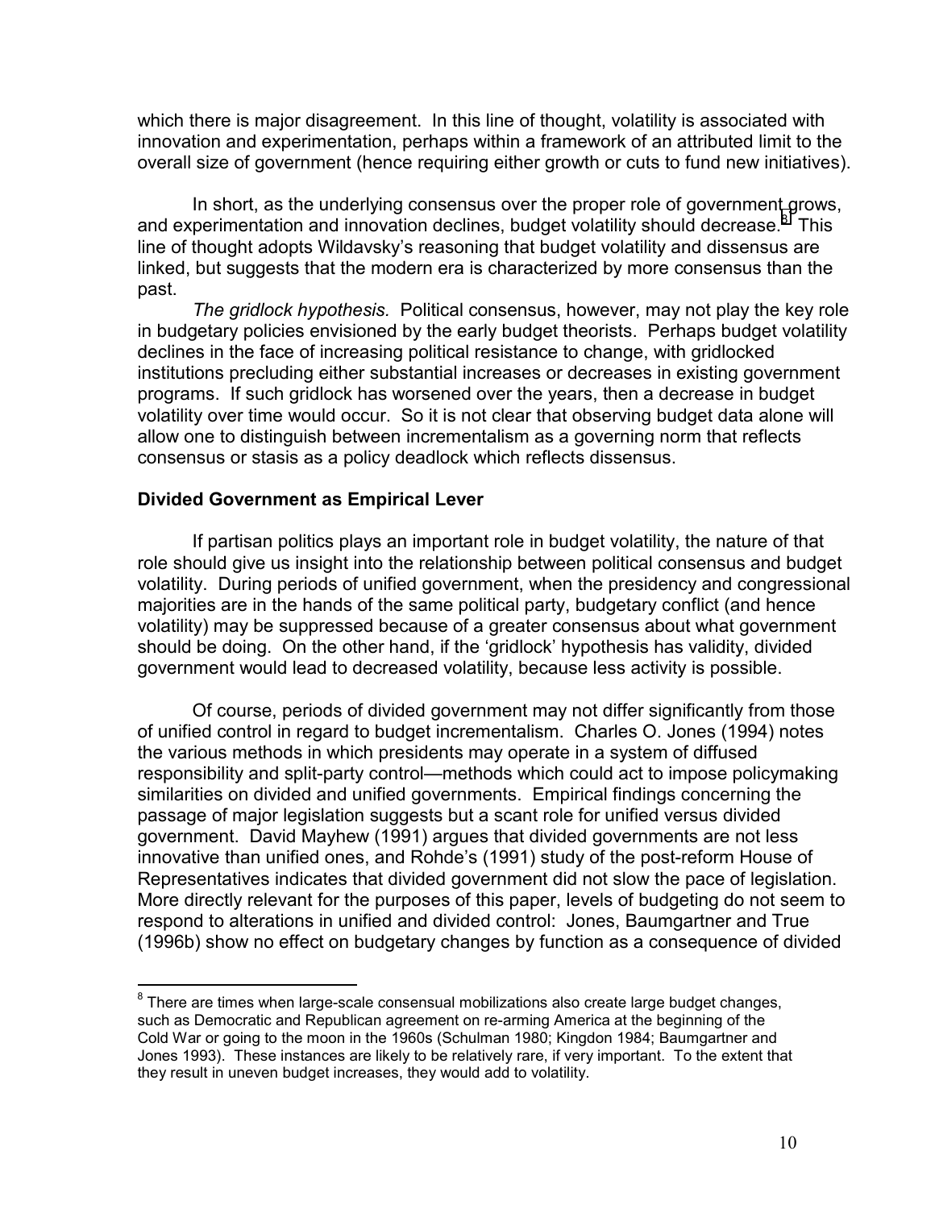which there is major disagreement. In this line of thought, volatility is associated with innovation and experimentation, perhaps within a framework of an attributed limit to the overall size of government (hence requiring either growth or cuts to fund new initiatives).

In short, as the underlying consensus over the proper role of government grows, and experimentation and innovation declines, budget volatility should decrease.[8] This line of thought adopts Wildavsky's reasoning that budget volatility and dissensus are linked, but suggests that the modern era is characterized by more consensus than the past.

*The gridlock hypothesis.* Political consensus, however, may not play the key role in budgetary policies envisioned by the early budget theorists. Perhaps budget volatility declines in the face of increasing political resistance to change, with gridlocked institutions precluding either substantial increases or decreases in existing government programs. If such gridlock has worsened over the years, then a decrease in budget volatility over time would occur. So it is not clear that observing budget data alone will allow one to distinguish between incrementalism as a governing norm that reflects consensus or stasis as a policy deadlock which reflects dissensus.

### Divided Government as Empirical Lever

If partisan politics plays an important role in budget volatility, the nature of that role should give us insight into the relationship between political consensus and budget volatility. During periods of unified government, when the presidency and congressional majorities are in the hands of the same political party, budgetary conflict (and hence volatility) may be suppressed because of a greater consensus about what government should be doing. On the other hand, if the 'gridlock' hypothesis has validity, divided government would lead to decreased volatility, because less activity is possible.

Of course, periods of divided government may not differ significantly from those of unified control in regard to budget incrementalism. Charles O. Jones (1994) notes the various methods in which presidents may operate in a system of diffused responsibility and split-party control—methods which could act to impose policymaking similarities on divided and unified governments. Empirical findings concerning the passage of major legislation suggests but a scant role for unified versus divided government. David Mayhew (1991) argues that divided governments are not less innovative than unified ones, and Rohde's (1991) study of the post-reform House of Representatives indicates that divided government did not slow the pace of legislation. More directly relevant for the purposes of this paper, levels of budgeting do not seem to respond to alterations in unified and divided control: Jones, Baumgartner and True (1996b) show no effect on budgetary changes by function as a consequence of divided

[8] There are times when large-scale consensual mobilizations also create large budget changes, such as Democratic and Republican agreement on re-arming America at the beginning of the Cold War or going to the moon in the 1960s (Schulman 1980; Kingdon 1984; Baumgartner and Jones 1993). These instances are likely to be relatively rare, if very important. To the extent that they result in uneven budget increases, they would add to volatility.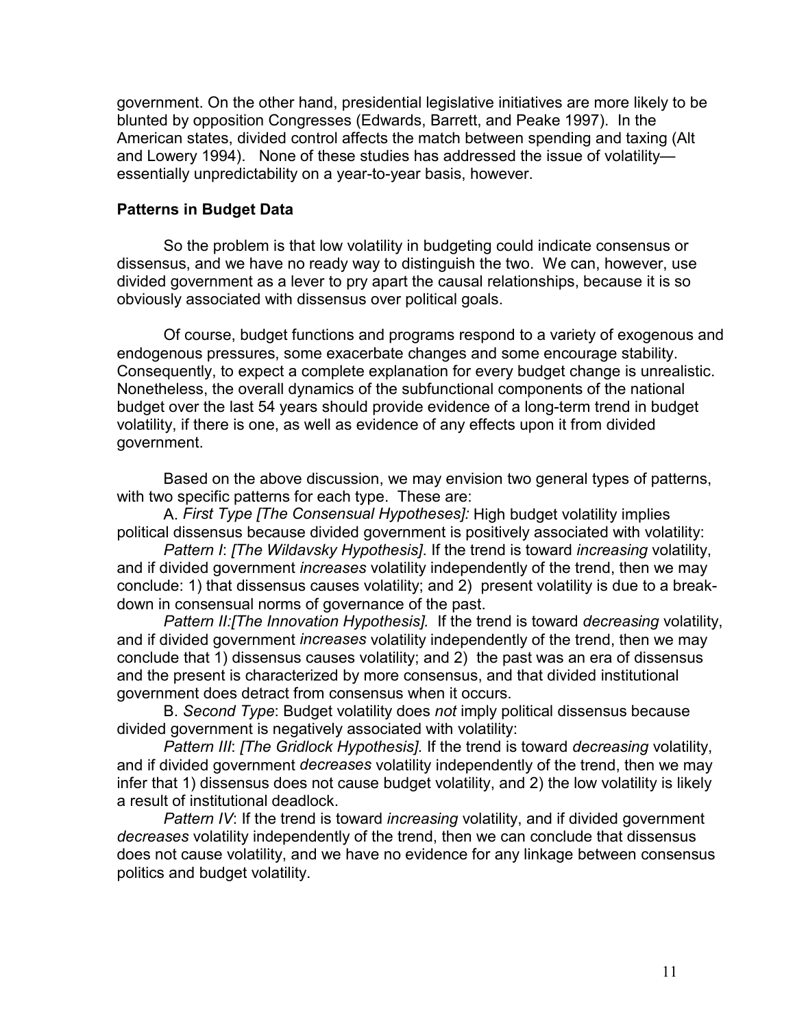government. On the other hand, presidential legislative initiatives are more likely to be blunted by opposition Congresses (Edwards, Barrett, and Peake 1997). In the American states, divided control affects the match between spending and taxing (Alt and Lowery 1994). None of these studies has addressed the issue of volatility—essentially unpredictability on a year-to-year basis, however.

**Patterns in Budget Data**

So the problem is that low volatility in budgeting could indicate consensus or dissensus, and we have no ready way to distinguish the two. We can, however, use divided government as a lever to pry apart the causal relationships, because it is so obviously associated with dissensus over political goals.

Of course, budget functions and programs respond to a variety of exogenous and endogenous pressures, some exacerbate changes and some encourage stability. Consequently, to expect a complete explanation for every budget change is unrealistic. Nonetheless, the overall dynamics of the subfunctional components of the national budget over the last 54 years should provide evidence of a long-term trend in budget volatility, if there is one, as well as evidence of any effects upon it from divided government.

Based on the above discussion, we may envision two general types of patterns, with two specific patterns for each type. These are:

A. *First Type [The Consensual Hypotheses]:* High budget volatility implies political dissensus because divided government is positively associated with volatility:

*Pattern I*: *[The Wildavsky Hypothesis]*. If the trend is toward *increasing* volatility, and if divided government *increases* volatility independently of the trend, then we may conclude: 1) that dissensus causes volatility; and 2) present volatility is due to a break-down in consensual norms of governance of the past.

*Pattern II:[The Innovation Hypothesis].* If the trend is toward *decreasing* volatility, and if divided government *increases* volatility independently of the trend, then we may conclude that 1) dissensus causes volatility; and 2) the past was an era of dissensus and the present is characterized by more consensus, and that divided institutional government does detract from consensus when it occurs.

B. *Second Type*: Budget volatility does *not* imply political dissensus because divided government is negatively associated with volatility:

*Pattern III*: *[The Gridlock Hypothesis].* If the trend is toward *decreasing* volatility, and if divided government *decreases* volatility independently of the trend, then we may infer that 1) dissensus does not cause budget volatility, and 2) the low volatility is likely a result of institutional deadlock.

*Pattern IV*: If the trend is toward *increasing* volatility, and if divided government *decreases* volatility independently of the trend, then we can conclude that dissensus does not cause volatility, and we have no evidence for any linkage between consensus politics and budget volatility.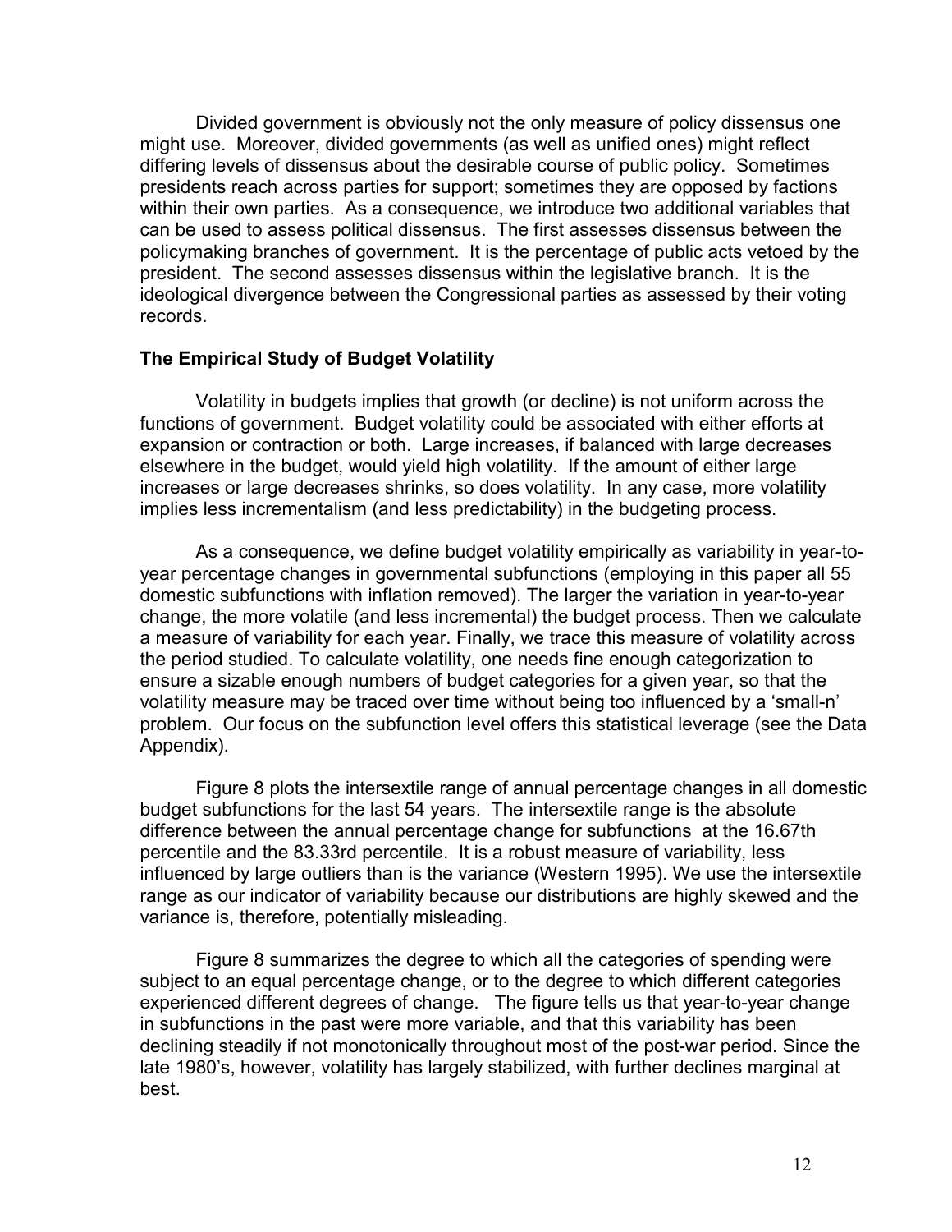Divided government is obviously not the only measure of policy dissensus one might use. Moreover, divided governments (as well as unified ones) might reflect differing levels of dissensus about the desirable course of public policy. Sometimes presidents reach across parties for support; sometimes they are opposed by factions within their own parties. As a consequence, we introduce two additional variables that can be used to assess political dissensus. The first assesses dissensus between the policymaking branches of government. It is the percentage of public acts vetoed by the president. The second assesses dissensus within the legislative branch. It is the ideological divergence between the Congressional parties as assessed by their voting records.

### The Empirical Study of Budget Volatility

Volatility in budgets implies that growth (or decline) is not uniform across the functions of government. Budget volatility could be associated with either efforts at expansion or contraction or both. Large increases, if balanced with large decreases elsewhere in the budget, would yield high volatility. If the amount of either large increases or large decreases shrinks, so does volatility. In any case, more volatility implies less incrementalism (and less predictability) in the budgeting process.

As a consequence, we define budget volatility empirically as variability in year-to-year percentage changes in governmental subfunctions (employing in this paper all 55 domestic subfunctions with inflation removed). The larger the variation in year-to-year change, the more volatile (and less incremental) the budget process. Then we calculate a measure of variability for each year. Finally, we trace this measure of volatility across the period studied. To calculate volatility, one needs fine enough categorization to ensure a sizable enough numbers of budget categories for a given year, so that the volatility measure may be traced over time without being too influenced by a 'small-n' problem. Our focus on the subfunction level offers this statistical leverage (see the Data Appendix).

Figure 8 plots the intersextile range of annual percentage changes in all domestic budget subfunctions for the last 54 years. The intersextile range is the absolute difference between the annual percentage change for subfunctions at the 16.67th percentile and the 83.33rd percentile. It is a robust measure of variability, less influenced by large outliers than is the variance (Western 1995). We use the intersextile range as our indicator of variability because our distributions are highly skewed and the variance is, therefore, potentially misleading.

Figure 8 summarizes the degree to which all the categories of spending were subject to an equal percentage change, or to the degree to which different categories experienced different degrees of change. The figure tells us that year-to-year change in subfunctions in the past were more variable, and that this variability has been declining steadily if not monotonically throughout most of the post-war period. Since the late 1980's, however, volatility has largely stabilized, with further declines marginal at best.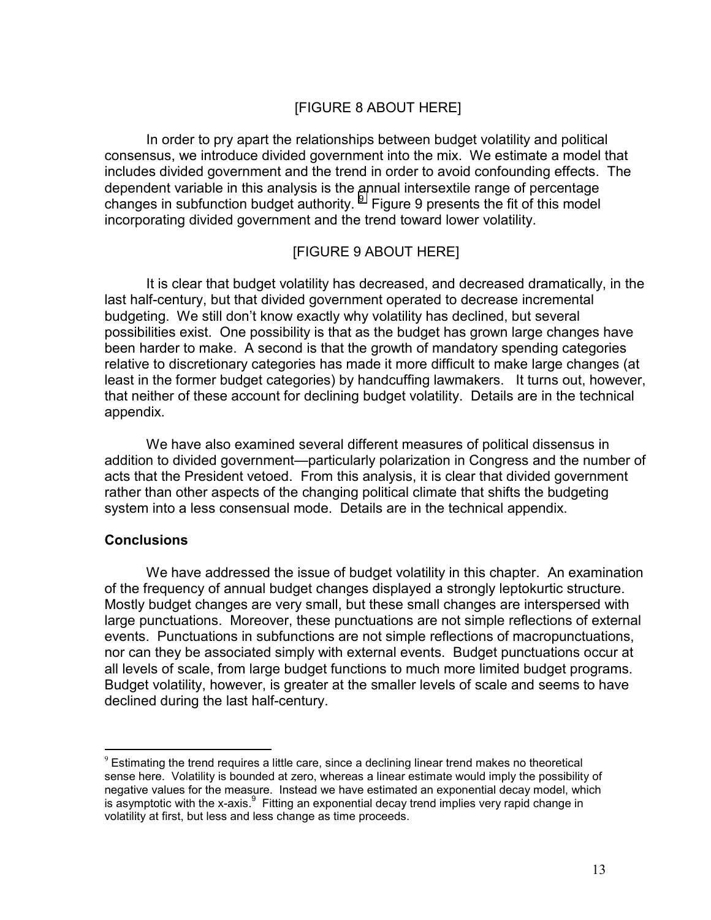[FIGURE 8 ABOUT HERE]

In order to pry apart the relationships between budget volatility and political consensus, we introduce divided government into the mix. We estimate a model that includes divided government and the trend in order to avoid confounding effects. The dependent variable in this analysis is the annual intersextile range of percentage changes in subfunction budget authority. [9] Figure 9 presents the fit of this model incorporating divided government and the trend toward lower volatility.

[FIGURE 9 ABOUT HERE]

It is clear that budget volatility has decreased, and decreased dramatically, in the last half-century, but that divided government operated to decrease incremental budgeting. We still don't know exactly why volatility has declined, but several possibilities exist. One possibility is that as the budget has grown large changes have been harder to make. A second is that the growth of mandatory spending categories relative to discretionary categories has made it more difficult to make large changes (at least in the former budget categories) by handcuffing lawmakers. It turns out, however, that neither of these account for declining budget volatility. Details are in the technical appendix.

We have also examined several different measures of political dissensus in addition to divided government—particularly polarization in Congress and the number of acts that the President vetoed. From this analysis, it is clear that divided government rather than other aspects of the changing political climate that shifts the budgeting system into a less consensual mode. Details are in the technical appendix.

## Conclusions

We have addressed the issue of budget volatility in this chapter. An examination of the frequency of annual budget changes displayed a strongly leptokurtic structure. Mostly budget changes are very small, but these small changes are interspersed with large punctuations. Moreover, these punctuations are not simple reflections of external events. Punctuations in subfunctions are not simple reflections of macropunctuations, nor can they be associated simply with external events. Budget punctuations occur at all levels of scale, from large budget functions to much more limited budget programs. Budget volatility, however, is greater at the smaller levels of scale and seems to have declined during the last half-century.

---

[9] Estimating the trend requires a little care, since a declining linear trend makes no theoretical sense here. Volatility is bounded at zero, whereas a linear estimate would imply the possibility of negative values for the measure. Instead we have estimated an exponential decay model, which is asymptotic with the x-axis.[9] Fitting an exponential decay trend implies very rapid change in volatility at first, but less and less change as time proceeds.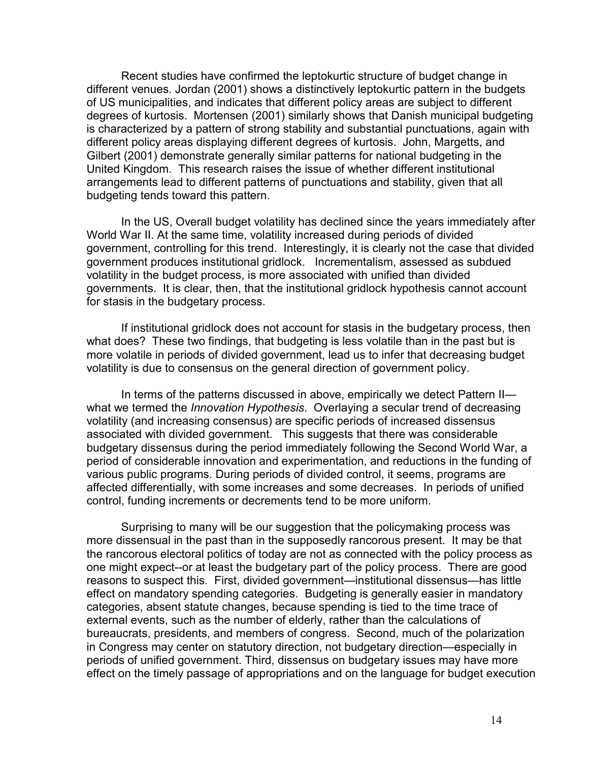Recent studies have confirmed the leptokurtic structure of budget change in different venues. Jordan (2001) shows a distinctively leptokurtic pattern in the budgets of US municipalities, and indicates that different policy areas are subject to different degrees of kurtosis. Mortensen (2001) similarly shows that Danish municipal budgeting is characterized by a pattern of strong stability and substantial punctuations, again with different policy areas displaying different degrees of kurtosis. John, Margetts, and Gilbert (2001) demonstrate generally similar patterns for national budgeting in the United Kingdom. This research raises the issue of whether different institutional arrangements lead to different patterns of punctuations and stability, given that all budgeting tends toward this pattern.

In the US, Overall budget volatility has declined since the years immediately after World War II. At the same time, volatility increased during periods of divided government, controlling for this trend. Interestingly, it is clearly not the case that divided government produces institutional gridlock. Incrementalism, assessed as subdued volatility in the budget process, is more associated with unified than divided governments. It is clear, then, that the institutional gridlock hypothesis cannot account for stasis in the budgetary process.

If institutional gridlock does not account for stasis in the budgetary process, then what does? These two findings, that budgeting is less volatile than in the past but is more volatile in periods of divided government, lead us to infer that decreasing budget volatility is due to consensus on the general direction of government policy.

In terms of the patterns discussed in above, empirically we detect Pattern II—what we termed the *Innovation Hypothesis*. Overlaying a secular trend of decreasing volatility (and increasing consensus) are specific periods of increased dissensus associated with divided government. This suggests that there was considerable budgetary dissensus during the period immediately following the Second World War, a period of considerable innovation and experimentation, and reductions in the funding of various public programs. During periods of divided control, it seems, programs are affected differentially, with some increases and some decreases. In periods of unified control, funding increments or decrements tend to be more uniform.

Surprising to many will be our suggestion that the policymaking process was more dissensual in the past than in the supposedly rancorous present. It may be that the rancorous electoral politics of today are not as connected with the policy process as one might expect--or at least the budgetary part of the policy process. There are good reasons to suspect this. First, divided government—institutional dissensus—has little effect on mandatory spending categories. Budgeting is generally easier in mandatory categories, absent statute changes, because spending is tied to the time trace of external events, such as the number of elderly, rather than the calculations of bureaucrats, presidents, and members of congress. Second, much of the polarization in Congress may center on statutory direction, not budgetary direction—especially in periods of unified government. Third, dissensus on budgetary issues may have more effect on the timely passage of appropriations and on the language for budget execution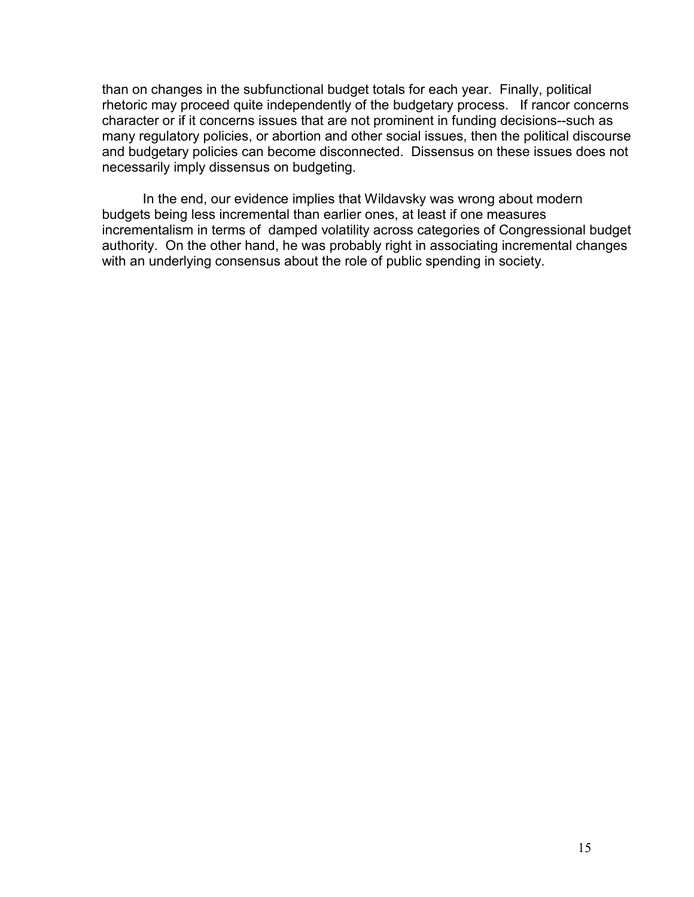than on changes in the subfunctional budget totals for each year. Finally, political rhetoric may proceed quite independently of the budgetary process. If rancor concerns character or if it concerns issues that are not prominent in funding decisions--such as many regulatory policies, or abortion and other social issues, then the political discourse and budgetary policies can become disconnected. Dissensus on these issues does not necessarily imply dissensus on budgeting.

In the end, our evidence implies that Wildavsky was wrong about modern budgets being less incremental than earlier ones, at least if one measures incrementalism in terms of damped volatility across categories of Congressional budget authority. On the other hand, he was probably right in associating incremental changes with an underlying consensus about the role of public spending in society.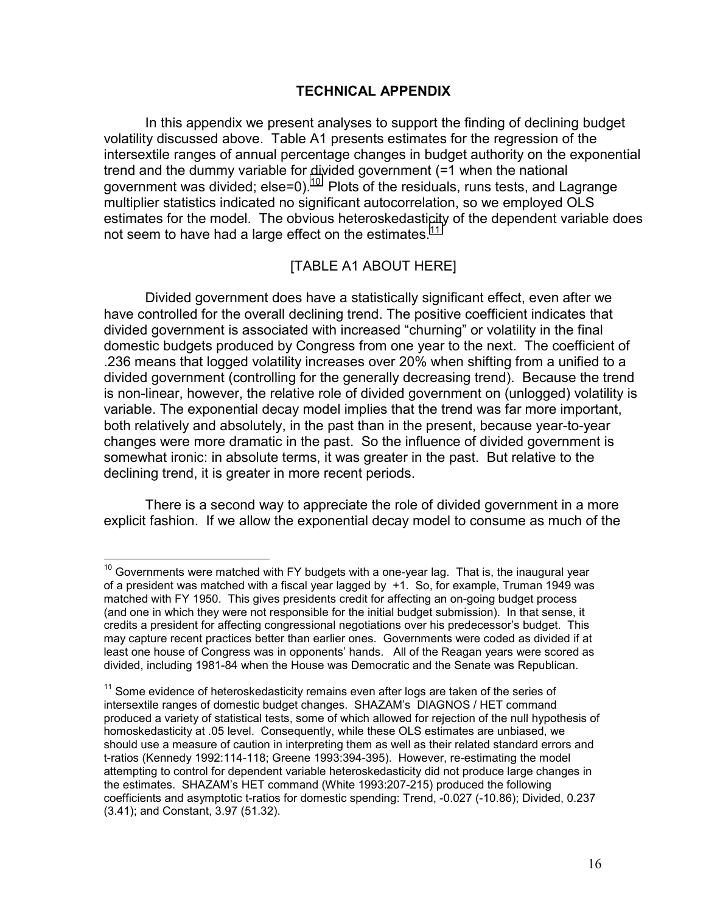## TECHNICAL APPENDIX

In this appendix we present analyses to support the finding of declining budget volatility discussed above. Table A1 presents estimates for the regression of the intersextile ranges of annual percentage changes in budget authority on the exponential trend and the dummy variable for divided government (=1 when the national government was divided; else=0).[10] Plots of the residuals, runs tests, and Lagrange multiplier statistics indicated no significant autocorrelation, so we employed OLS estimates for the model. The obvious heteroskedasticity of the dependent variable does not seem to have had a large effect on the estimates.[11]

[TABLE A1 ABOUT HERE]

Divided government does have a statistically significant effect, even after we have controlled for the overall declining trend. The positive coefficient indicates that divided government is associated with increased "churning" or volatility in the final domestic budgets produced by Congress from one year to the next. The coefficient of .236 means that logged volatility increases over 20% when shifting from a unified to a divided government (controlling for the generally decreasing trend). Because the trend is non-linear, however, the relative role of divided government on (unlogged) volatility is variable. The exponential decay model implies that the trend was far more important, both relatively and absolutely, in the past than in the present, because year-to-year changes were more dramatic in the past. So the influence of divided government is somewhat ironic: in absolute terms, it was greater in the past. But relative to the declining trend, it is greater in more recent periods.

There is a second way to appreciate the role of divided government in a more explicit fashion. If we allow the exponential decay model to consume as much of the

---

[10] Governments were matched with FY budgets with a one-year lag. That is, the inaugural year of a president was matched with a fiscal year lagged by +1. So, for example, Truman 1949 was matched with FY 1950. This gives presidents credit for affecting an on-going budget process (and one in which they were not responsible for the initial budget submission). In that sense, it credits a president for affecting congressional negotiations over his predecessor's budget. This may capture recent practices better than earlier ones. Governments were coded as divided if at least one house of Congress was in opponents' hands. All of the Reagan years were scored as divided, including 1981-84 when the House was Democratic and the Senate was Republican.

[11] Some evidence of heteroskedasticity remains even after logs are taken of the series of intersextile ranges of domestic budget changes. SHAZAM's DIAGNOS / HET command produced a variety of statistical tests, some of which allowed for rejection of the null hypothesis of homoskedasticity at .05 level. Consequently, while these OLS estimates are unbiased, we should use a measure of caution in interpreting them as well as their related standard errors and t-ratios (Kennedy 1992:114-118; Greene 1993:394-395). However, re-estimating the model attempting to control for dependent variable heteroskedasticity did not produce large changes in the estimates. SHAZAM's HET command (White 1993:207-215) produced the following coefficients and asymptotic t-ratios for domestic spending: Trend, -0.027 (-10.86); Divided, 0.237 (3.41); and Constant, 3.97 (51.32).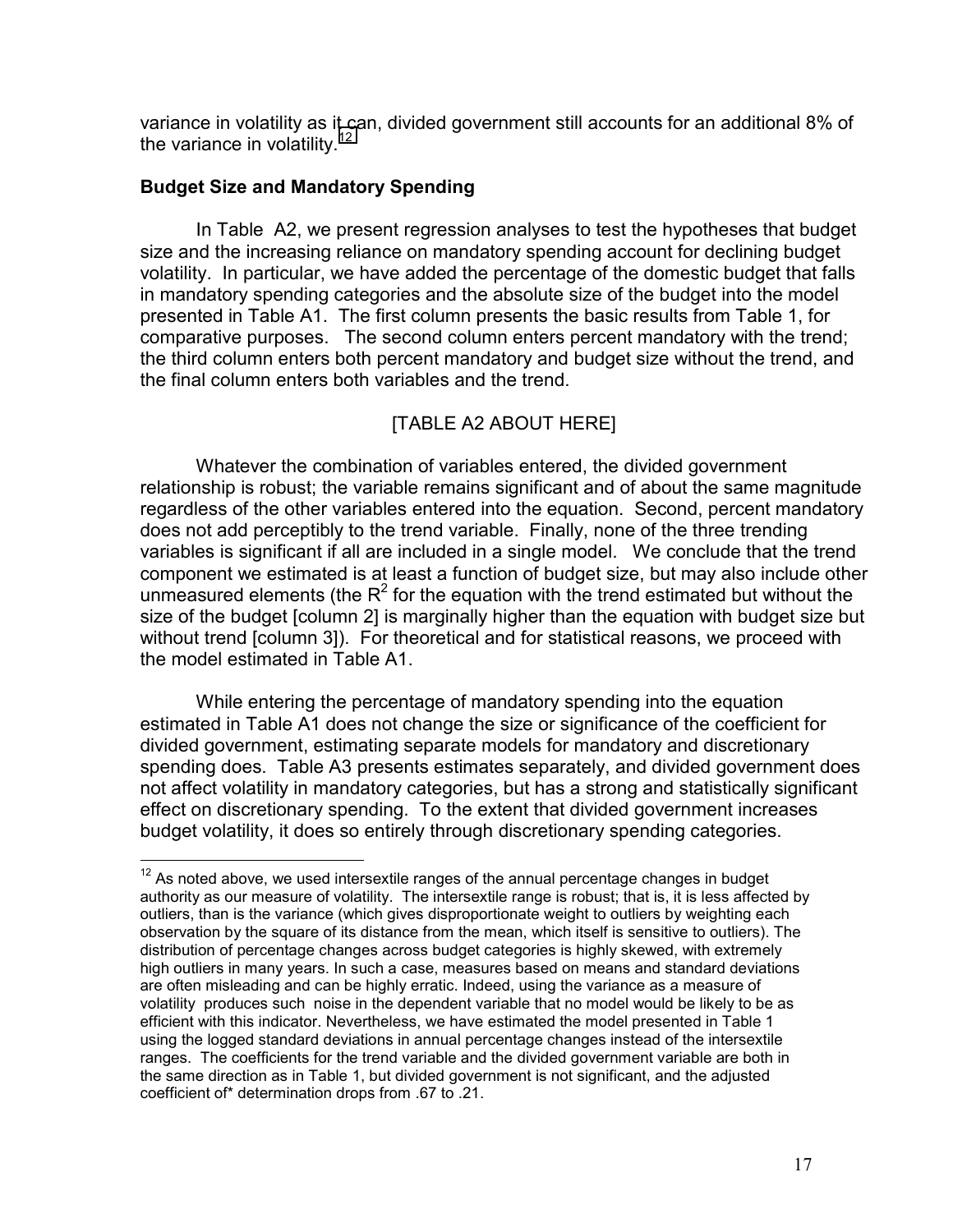variance in volatility as it can, divided government still accounts for an additional 8% of the variance in volatility.[12]

## Budget Size and Mandatory Spending

In Table A2, we present regression analyses to test the hypotheses that budget size and the increasing reliance on mandatory spending account for declining budget volatility. In particular, we have added the percentage of the domestic budget that falls in mandatory spending categories and the absolute size of the budget into the model presented in Table A1. The first column presents the basic results from Table 1, for comparative purposes. The second column enters percent mandatory with the trend; the third column enters both percent mandatory and budget size without the trend, and the final column enters both variables and the trend.

[TABLE A2 ABOUT HERE]

Whatever the combination of variables entered, the divided government relationship is robust; the variable remains significant and of about the same magnitude regardless of the other variables entered into the equation. Second, percent mandatory does not add perceptibly to the trend variable. Finally, none of the three trending variables is significant if all are included in a single model. We conclude that the trend component we estimated is at least a function of budget size, but may also include other unmeasured elements (the $R^2$ for the equation with the trend estimated but without the size of the budget [column 2] is marginally higher than the equation with budget size but without trend [column 3]). For theoretical and for statistical reasons, we proceed with the model estimated in Table A1.

While entering the percentage of mandatory spending into the equation estimated in Table A1 does not change the size or significance of the coefficient for divided government, estimating separate models for mandatory and discretionary spending does. Table A3 presents estimates separately, and divided government does not affect volatility in mandatory categories, but has a strong and statistically significant effect on discretionary spending. To the extent that divided government increases budget volatility, it does so entirely through discretionary spending categories.

---

[12] As noted above, we used intersextile ranges of the annual percentage changes in budget authority as our measure of volatility. The intersextile range is robust; that is, it is less affected by outliers, than is the variance (which gives disproportionate weight to outliers by weighting each observation by the square of its distance from the mean, which itself is sensitive to outliers). The distribution of percentage changes across budget categories is highly skewed, with extremely high outliers in many years. In such a case, measures based on means and standard deviations are often misleading and can be highly erratic. Indeed, using the variance as a measure of volatility produces such noise in the dependent variable that no model would be likely to be as efficient with this indicator. Nevertheless, we have estimated the model presented in Table 1 using the logged standard deviations in annual percentage changes instead of the intersextile ranges. The coefficients for the trend variable and the divided government variable are both in the same direction as in Table 1, but divided government is not significant, and the adjusted coefficient of* determination drops from .67 to .21.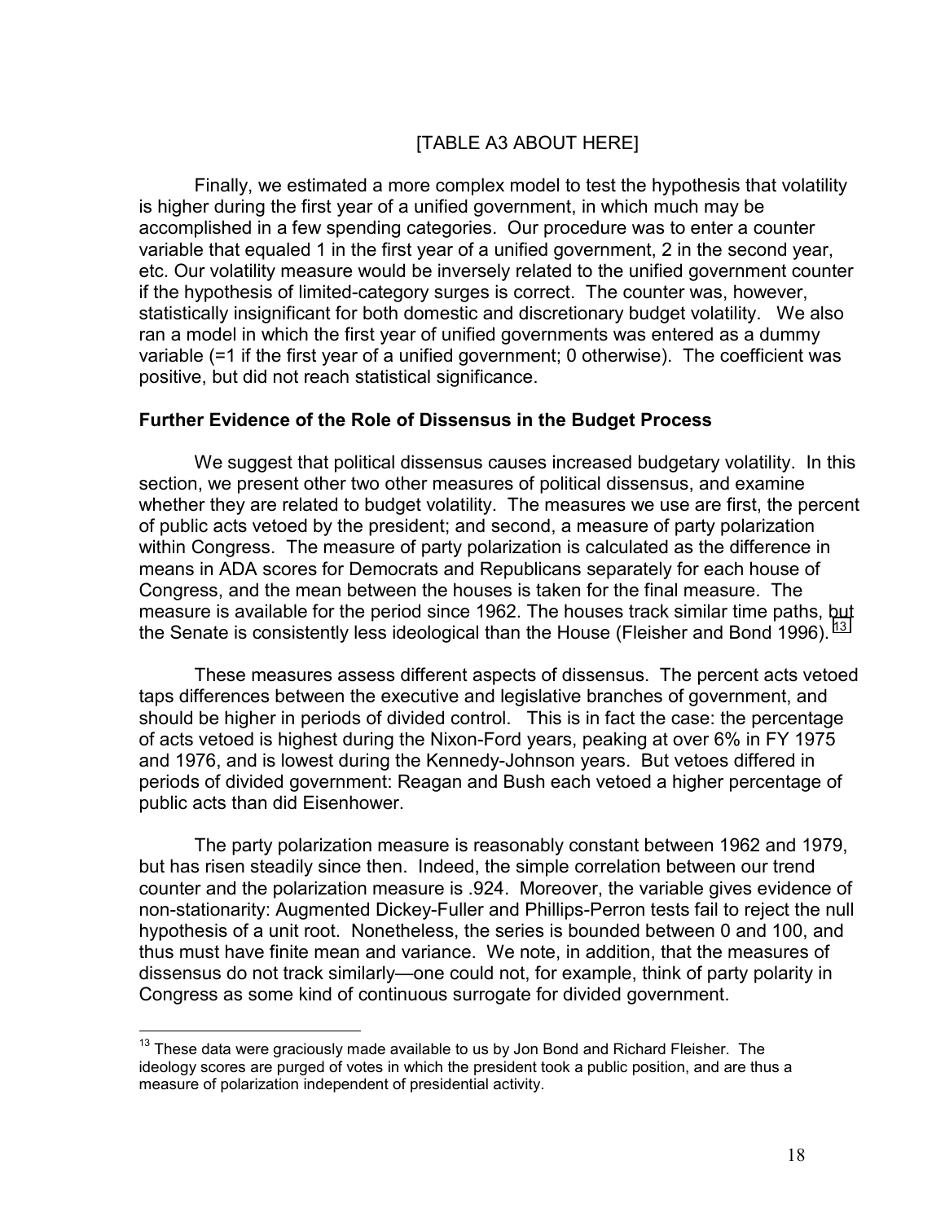[TABLE A3 ABOUT HERE]

Finally, we estimated a more complex model to test the hypothesis that volatility is higher during the first year of a unified government, in which much may be accomplished in a few spending categories. Our procedure was to enter a counter variable that equaled 1 in the first year of a unified government, 2 in the second year, etc. Our volatility measure would be inversely related to the unified government counter if the hypothesis of limited-category surges is correct. The counter was, however, statistically insignificant for both domestic and discretionary budget volatility. We also ran a model in which the first year of unified governments was entered as a dummy variable (=1 if the first year of a unified government; 0 otherwise). The coefficient was positive, but did not reach statistical significance.

**Further Evidence of the Role of Dissensus in the Budget Process**

We suggest that political dissensus causes increased budgetary volatility. In this section, we present other two other measures of political dissensus, and examine whether they are related to budget volatility. The measures we use are first, the percent of public acts vetoed by the president; and second, a measure of party polarization within Congress. The measure of party polarization is calculated as the difference in means in ADA scores for Democrats and Republicans separately for each house of Congress, and the mean between the houses is taken for the final measure. The measure is available for the period since 1962. The houses track similar time paths, but the Senate is consistently less ideological than the House (Fleisher and Bond 1996).[13]

These measures assess different aspects of dissensus. The percent acts vetoed taps differences between the executive and legislative branches of government, and should be higher in periods of divided control. This is in fact the case: the percentage of acts vetoed is highest during the Nixon-Ford years, peaking at over 6% in FY 1975 and 1976, and is lowest during the Kennedy-Johnson years. But vetoes differed in periods of divided government: Reagan and Bush each vetoed a higher percentage of public acts than did Eisenhower.

The party polarization measure is reasonably constant between 1962 and 1979, but has risen steadily since then. Indeed, the simple correlation between our trend counter and the polarization measure is .924. Moreover, the variable gives evidence of non-stationarity: Augmented Dickey-Fuller and Phillips-Perron tests fail to reject the null hypothesis of a unit root. Nonetheless, the series is bounded between 0 and 100, and thus must have finite mean and variance. We note, in addition, that the measures of dissensus do not track similarly—one could not, for example, think of party polarity in Congress as some kind of continuous surrogate for divided government.

[13] These data were graciously made available to us by Jon Bond and Richard Fleisher. The ideology scores are purged of votes in which the president took a public position, and are thus a measure of polarization independent of presidential activity.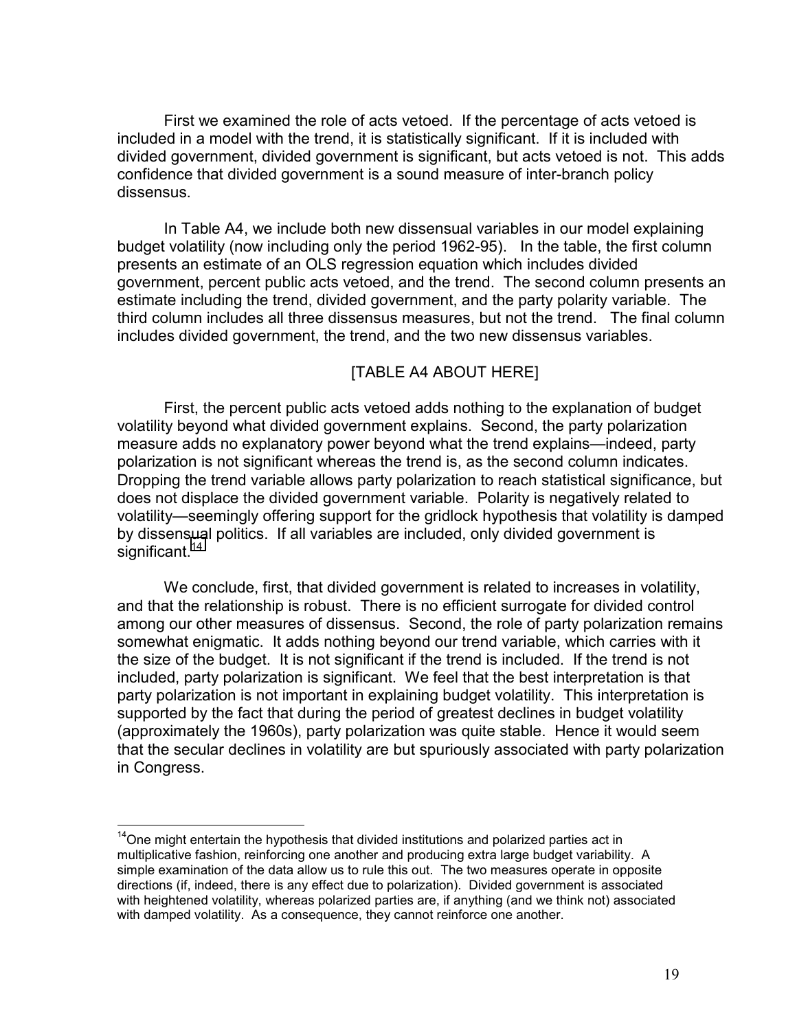First we examined the role of acts vetoed. If the percentage of acts vetoed is included in a model with the trend, it is statistically significant. If it is included with divided government, divided government is significant, but acts vetoed is not. This adds confidence that divided government is a sound measure of inter-branch policy dissensus.

In Table A4, we include both new dissensual variables in our model explaining budget volatility (now including only the period 1962-95). In the table, the first column presents an estimate of an OLS regression equation which includes divided government, percent public acts vetoed, and the trend. The second column presents an estimate including the trend, divided government, and the party polarity variable. The third column includes all three dissensus measures, but not the trend. The final column includes divided government, the trend, and the two new dissensus variables.

[TABLE A4 ABOUT HERE]

First, the percent public acts vetoed adds nothing to the explanation of budget volatility beyond what divided government explains. Second, the party polarization measure adds no explanatory power beyond what the trend explains—indeed, party polarization is not significant whereas the trend is, as the second column indicates. Dropping the trend variable allows party polarization to reach statistical significance, but does not displace the divided government variable. Polarity is negatively related to volatility—seemingly offering support for the gridlock hypothesis that volatility is damped by dissensual politics. If all variables are included, only divided government is significant.[14]

We conclude, first, that divided government is related to increases in volatility, and that the relationship is robust. There is no efficient surrogate for divided control among our other measures of dissensus. Second, the role of party polarization remains somewhat enigmatic. It adds nothing beyond our trend variable, which carries with it the size of the budget. It is not significant if the trend is included. If the trend is not included, party polarization is significant. We feel that the best interpretation is that party polarization is not important in explaining budget volatility. This interpretation is supported by the fact that during the period of greatest declines in budget volatility (approximately the 1960s), party polarization was quite stable. Hence it would seem that the secular declines in volatility are but spuriously associated with party polarization in Congress.

[14] One might entertain the hypothesis that divided institutions and polarized parties act in multiplicative fashion, reinforcing one another and producing extra large budget variability. A simple examination of the data allow us to rule this out. The two measures operate in opposite directions (if, indeed, there is any effect due to polarization). Divided government is associated with heightened volatility, whereas polarized parties are, if anything (and we think not) associated with damped volatility. As a consequence, they cannot reinforce one another.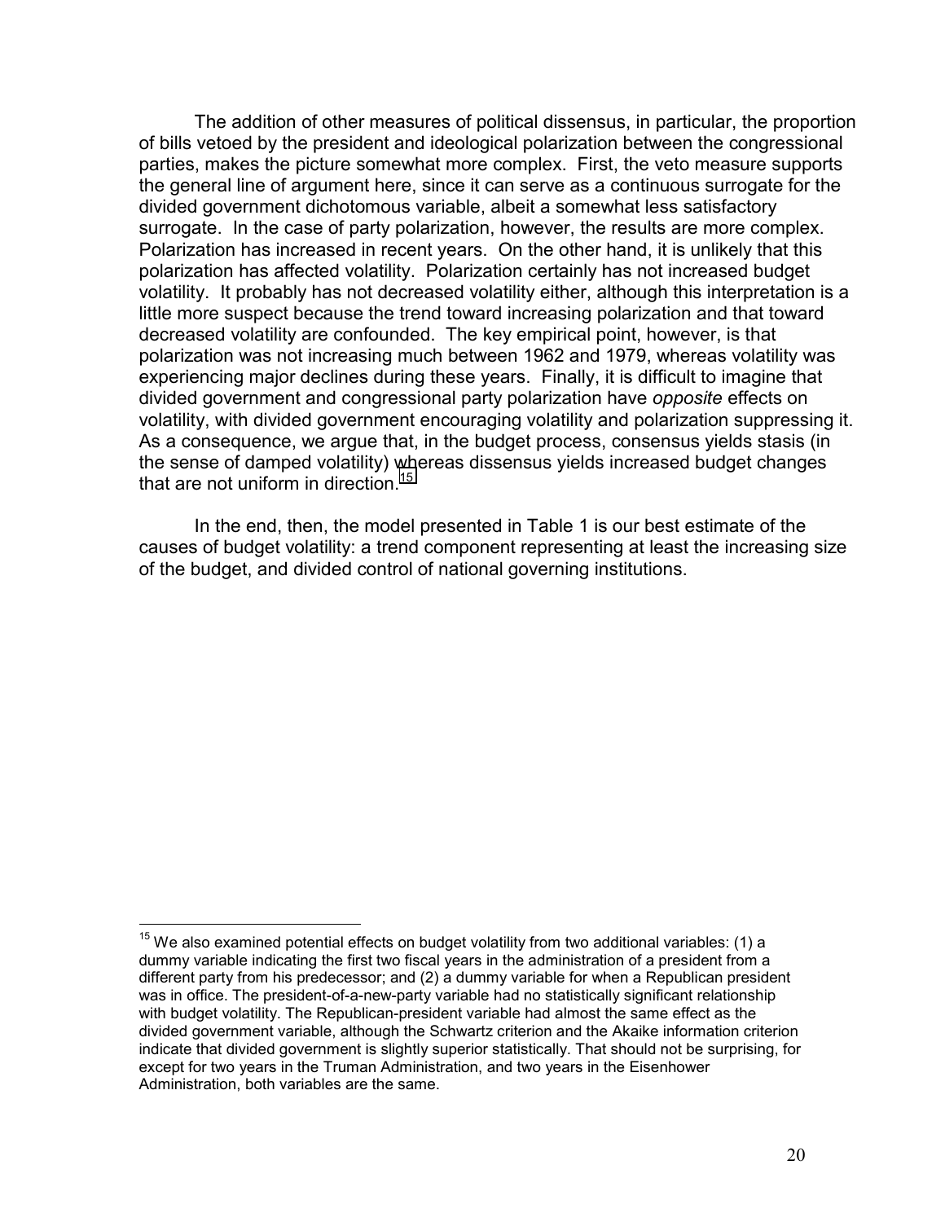The addition of other measures of political dissensus, in particular, the proportion of bills vetoed by the president and ideological polarization between the congressional parties, makes the picture somewhat more complex. First, the veto measure supports the general line of argument here, since it can serve as a continuous surrogate for the divided government dichotomous variable, albeit a somewhat less satisfactory surrogate. In the case of party polarization, however, the results are more complex. Polarization has increased in recent years. On the other hand, it is unlikely that this polarization has affected volatility. Polarization certainly has not increased budget volatility. It probably has not decreased volatility either, although this interpretation is a little more suspect because the trend toward increasing polarization and that toward decreased volatility are confounded. The key empirical point, however, is that polarization was not increasing much between 1962 and 1979, whereas volatility was experiencing major declines during these years. Finally, it is difficult to imagine that divided government and congressional party polarization have *opposite* effects on volatility, with divided government encouraging volatility and polarization suppressing it. As a consequence, we argue that, in the budget process, consensus yields stasis (in the sense of damped volatility) whereas dissensus yields increased budget changes that are not uniform in direction.[15]

In the end, then, the model presented in Table 1 is our best estimate of the causes of budget volatility: a trend component representing at least the increasing size of the budget, and divided control of national governing institutions.

---

[15] We also examined potential effects on budget volatility from two additional variables: (1) a dummy variable indicating the first two fiscal years in the administration of a president from a different party from his predecessor; and (2) a dummy variable for when a Republican president was in office. The president-of-a-new-party variable had no statistically significant relationship with budget volatility. The Republican-president variable had almost the same effect as the divided government variable, although the Schwartz criterion and the Akaike information criterion indicate that divided government is slightly superior statistically. That should not be surprising, for except for two years in the Truman Administration, and two years in the Eisenhower Administration, both variables are the same.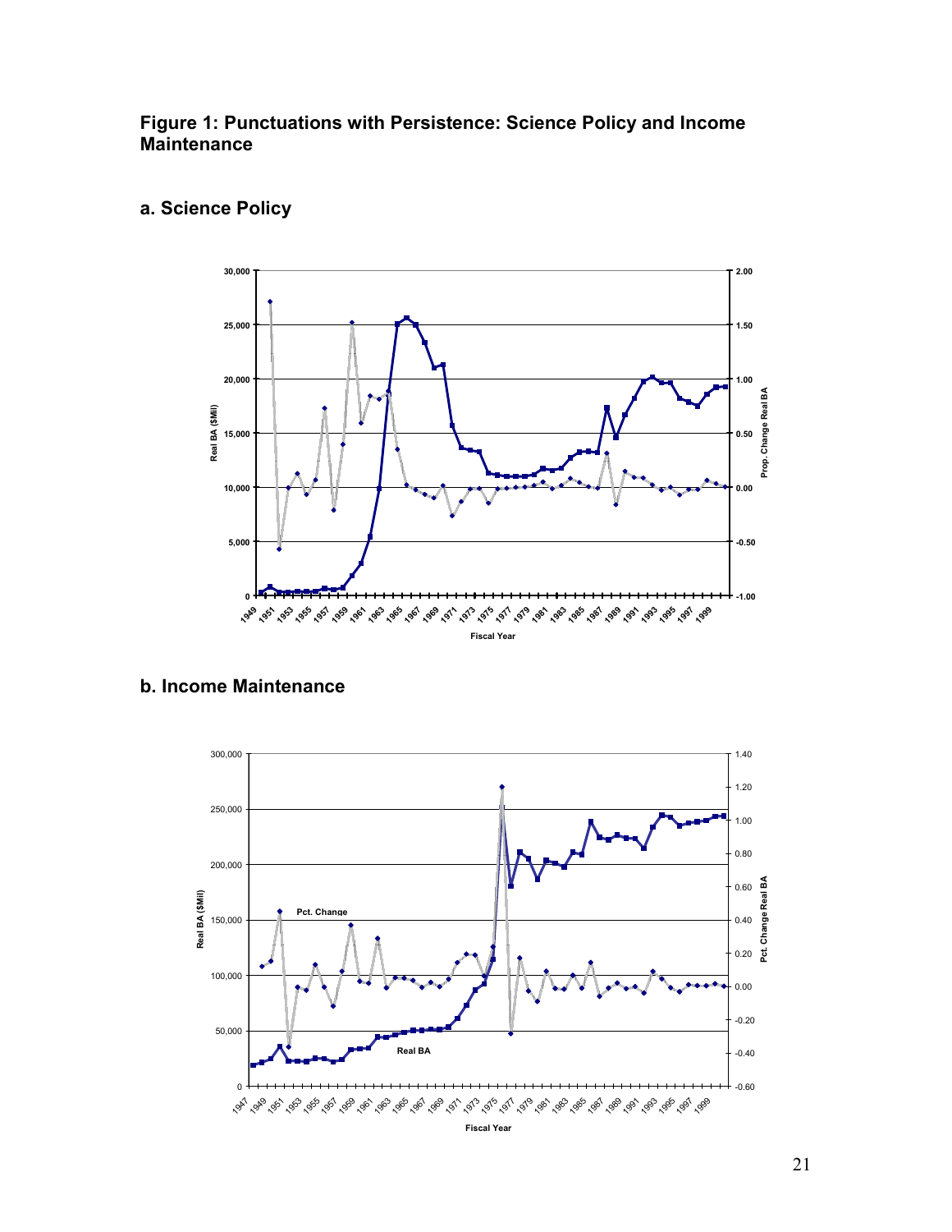# Figure 1: Punctuations with Persistence: Science Policy and Income Maintenance

## a. Science Policy

## b. Income Maintenance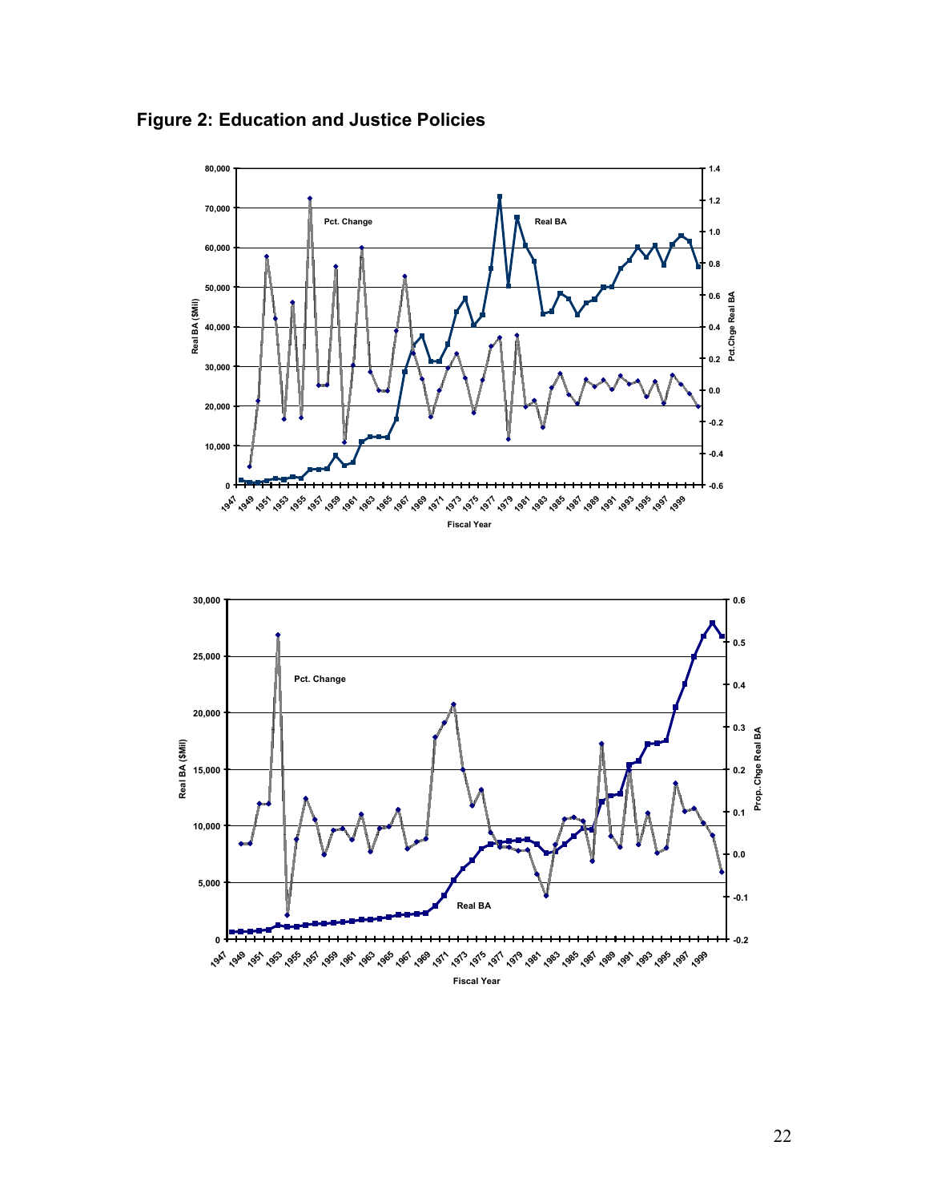**Figure 2: Education and Justice Policies**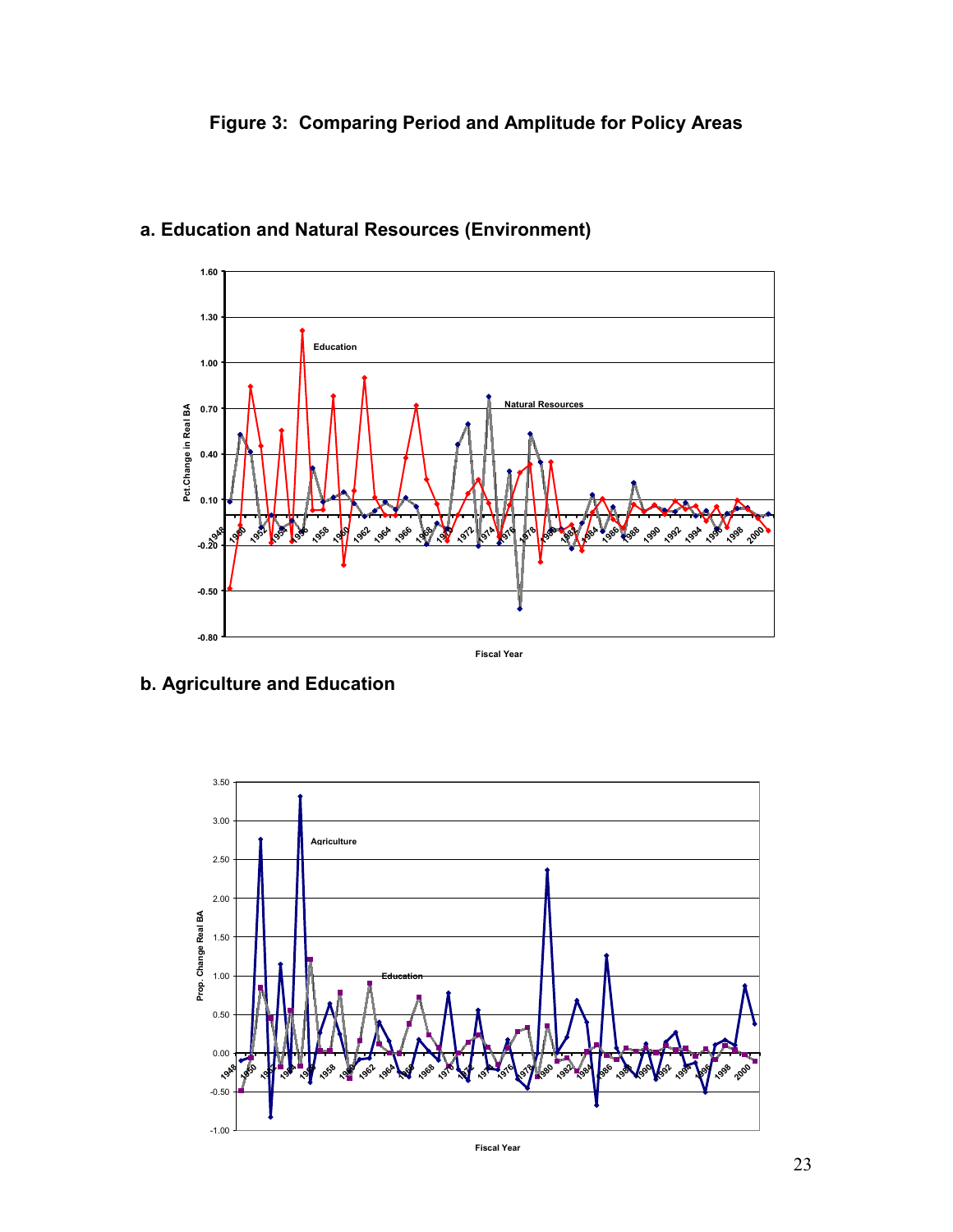# Figure 3: Comparing Period and Amplitude for Policy Areas

## a. Education and Natural Resources (Environment)

## b. Agriculture and Education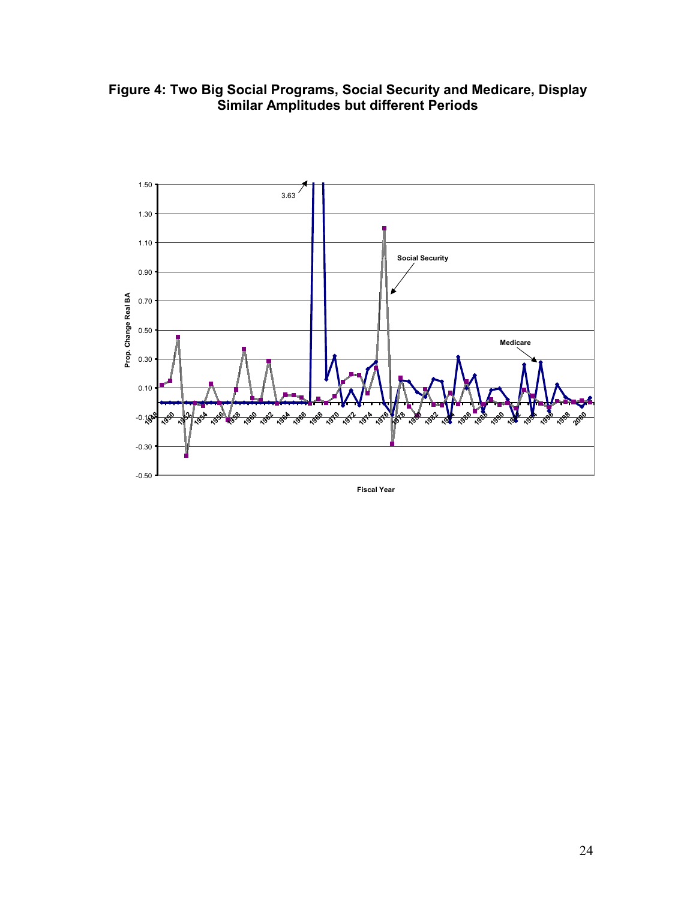**Figure 4: Two Big Social Programs, Social Security and Medicare, Display Similar Amplitudes but different Periods**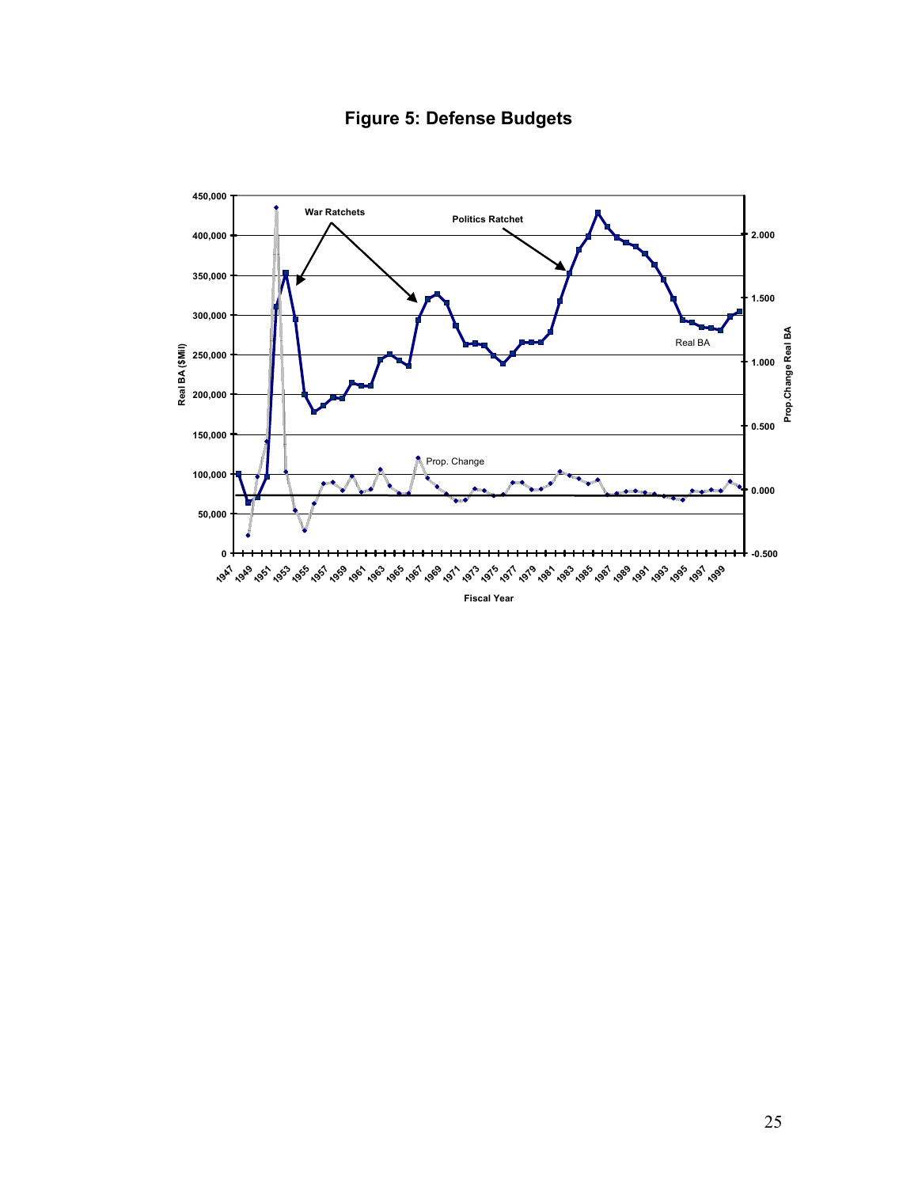# Figure 5: Defense Budgets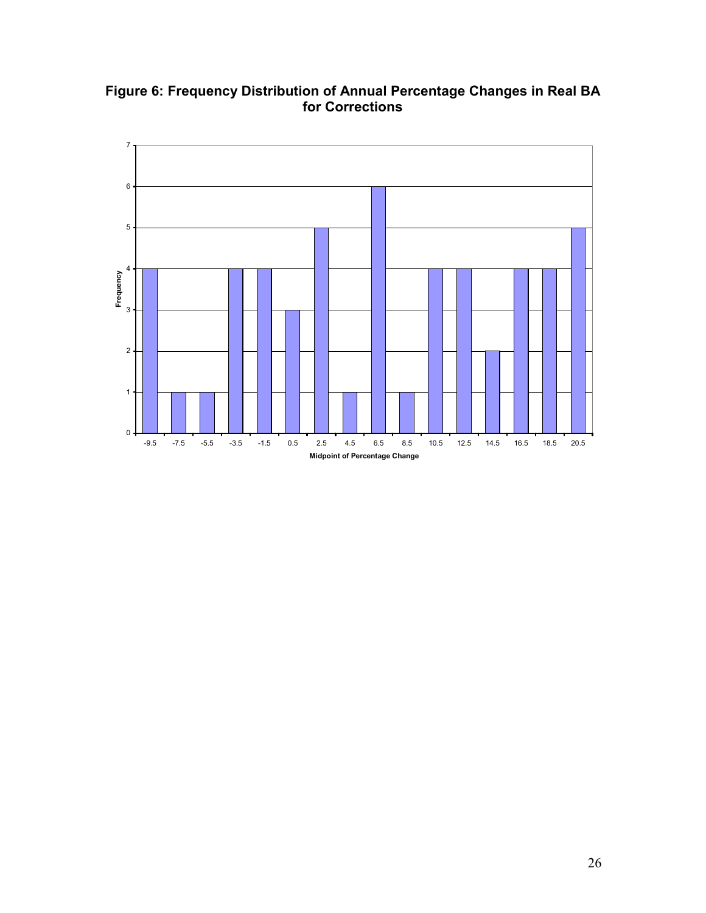**Figure 6: Frequency Distribution of Annual Percentage Changes in Real BA for Corrections**

| Midpoint of Percentage Change | Frequency |
|---|---|
| -9.5 | 4 |
| -7.5 | 1 |
| -5.5 | 1 |
| -3.5 | 4 |
| -1.5 | 4 |
| 0.5 | 3 |
| 2.5 | 5 |
| 4.5 | 1 |
| 6.5 | 6 |
| 8.5 | 1 |
| 10.5 | 4 |
| 12.5 | 4 |
| 14.5 | 2 |
| 16.5 | 4 |
| 18.5 | 4 |
| 20.5 | 5 |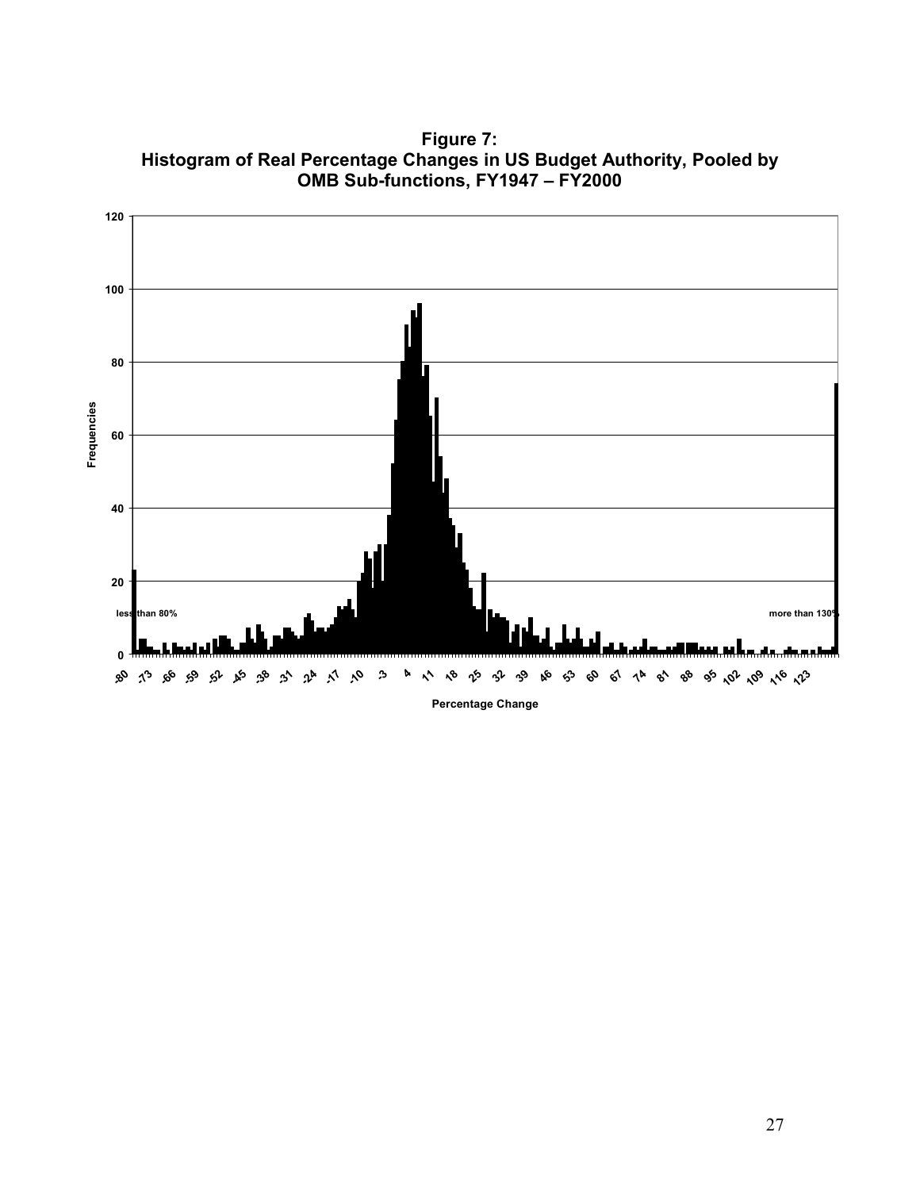**Figure 7:**
**Histogram of Real Percentage Changes in US Budget Authority, Pooled by OMB Sub-functions, FY1947 – FY2000**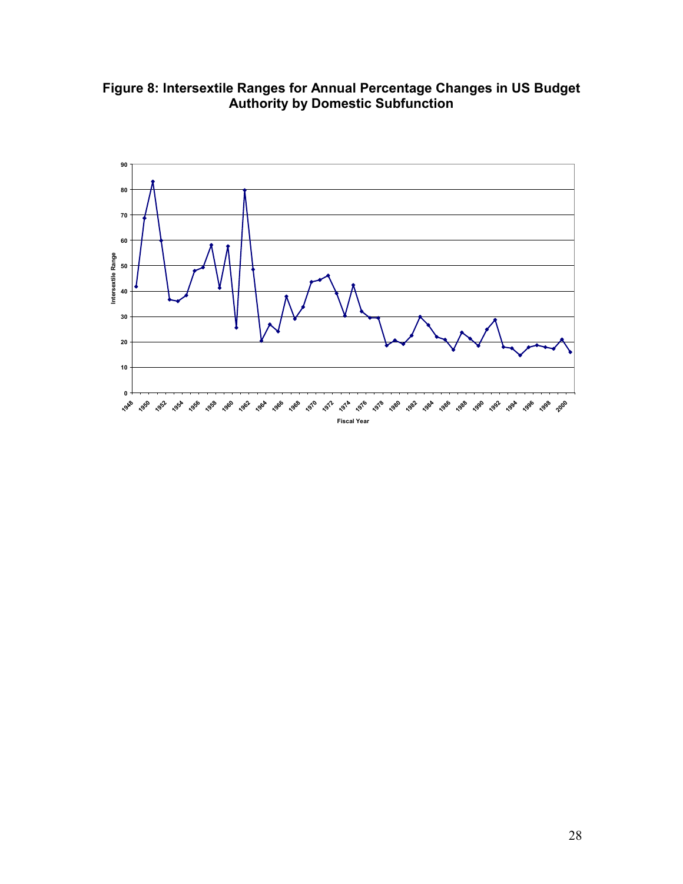**Figure 8: Intersextile Ranges for Annual Percentage Changes in US Budget Authority by Domestic Subfunction**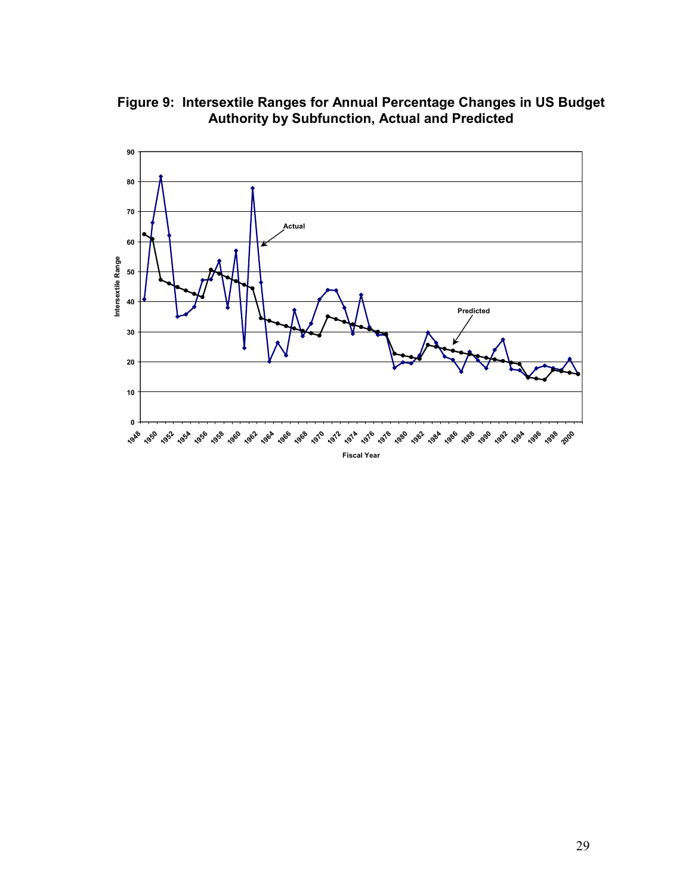**Figure 9: Intersextile Ranges for Annual Percentage Changes in US Budget Authority by Subfunction, Actual and Predicted**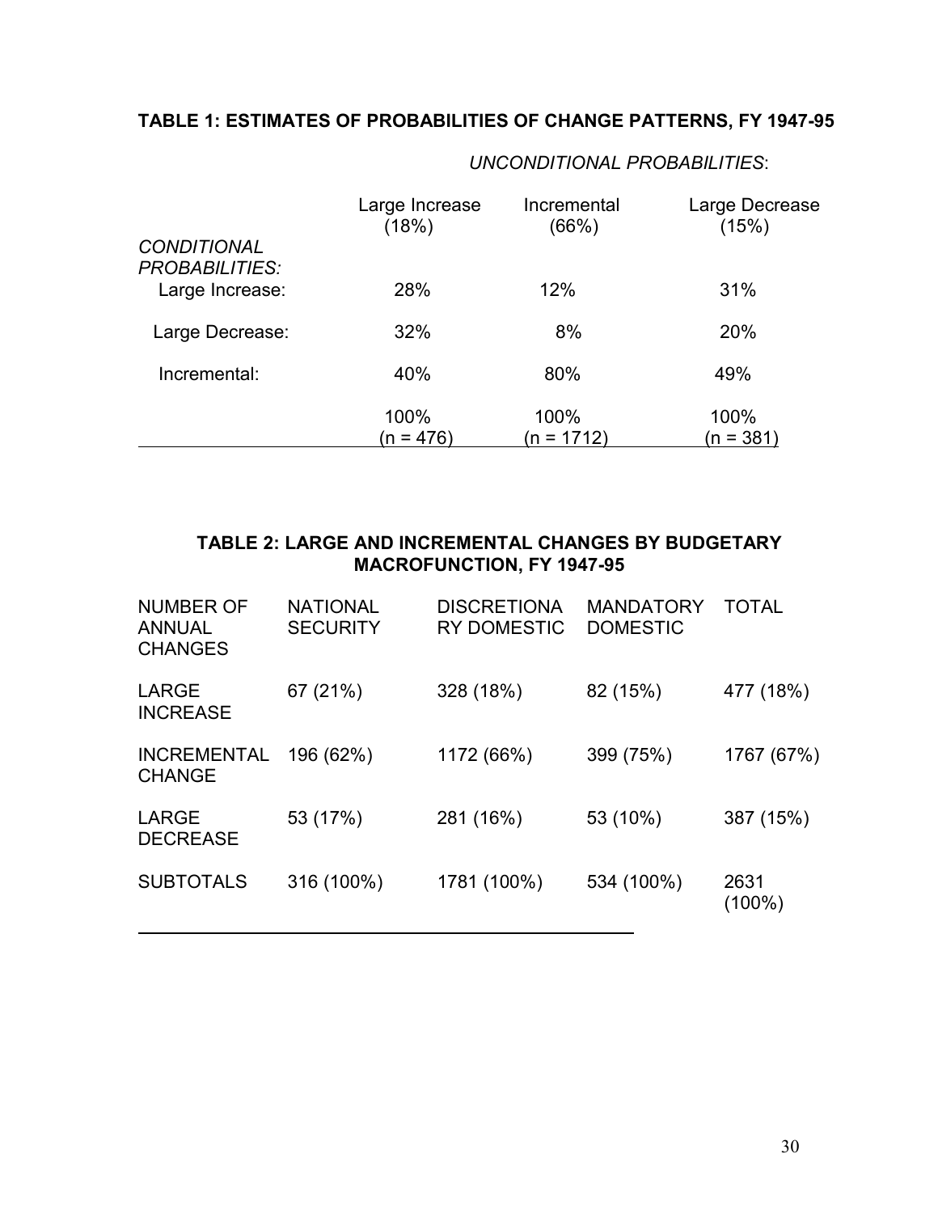**TABLE 1: ESTIMATES OF PROBABILITIES OF CHANGE PATTERNS, FY 1947-95**

| | *UNCONDITIONAL PROBABILITIES*: | | |
|---|---|---|---|
| | Large Increase (18%) | Incremental (66%) | Large Decrease (15%) |
| *CONDITIONAL PROBABILITIES:* | | | |
| Large Increase: | 28% | 12% | 31% |
| Large Decrease: | 32% | 8% | 20% |
| Incremental: | 40% | 80% | 49% |
| | 100% (n = 476) | 100% (n = 1712) | 100% (n = 381) |

**TABLE 2: LARGE AND INCREMENTAL CHANGES BY BUDGETARY MACROFUNCTION, FY 1947-95**

| NUMBER OF ANNUAL CHANGES | NATIONAL SECURITY | DISCRETIONARY DOMESTIC | MANDATORY DOMESTIC | TOTAL |
|---|---|---|---|---|
| LARGE INCREASE | 67 (21%) | 328 (18%) | 82 (15%) | 477 (18%) |
| INCREMENTAL CHANGE | 196 (62%) | 1172 (66%) | 399 (75%) | 1767 (67%) |
| LARGE DECREASE | 53 (17%) | 281 (16%) | 53 (10%) | 387 (15%) |
| SUBTOTALS | 316 (100%) | 1781 (100%) | 534 (100%) | 2631 (100%) |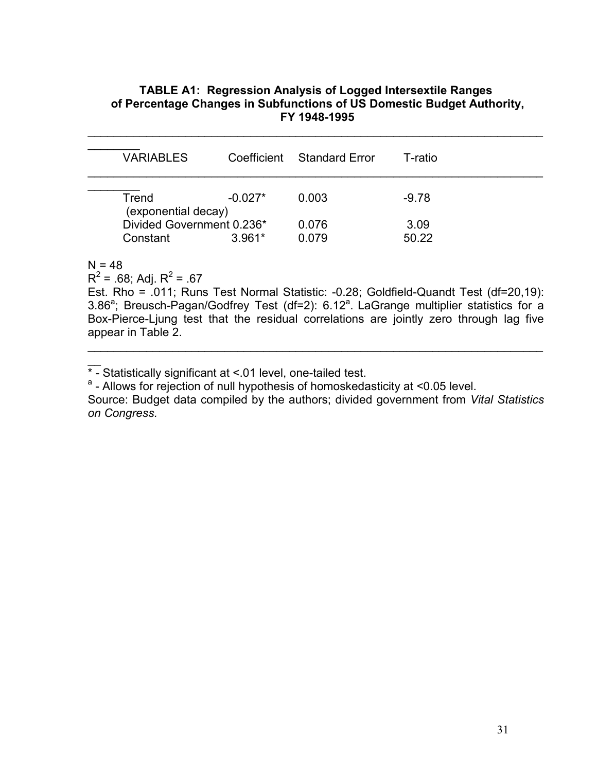**TABLE A1: Regression Analysis of Logged Intersextile Ranges of Percentage Changes in Subfunctions of US Domestic Budget Authority, FY 1948-1995**

| VARIABLES | Coefficient | Standard Error | T-ratio |
|---|---|---|---|
| Trend (exponential decay) | -0.027* | 0.003 | -9.78 |
| Divided Government | 0.236* | 0.076 | 3.09 |
| Constant | 3.961* | 0.079 | 50.22 |

N = 48

$R^2$ = .68; Adj. $R^2$ = .67

Est. Rho = .011; Runs Test Normal Statistic: -0.28; Goldfield-Quandt Test (df=20,19): 3.86[a]; Breusch-Pagan/Godfrey Test (df=2): 6.12[a]. LaGrange multiplier statistics for a Box-Pierce-Ljung test that the residual correlations are jointly zero through lag five appear in Table 2.

* - Statistically significant at <.01 level, one-tailed test.

[a] - Allows for rejection of null hypothesis of homoskedasticity at <0.05 level.

Source: Budget data compiled by the authors; divided government from *Vital Statistics on Congress.*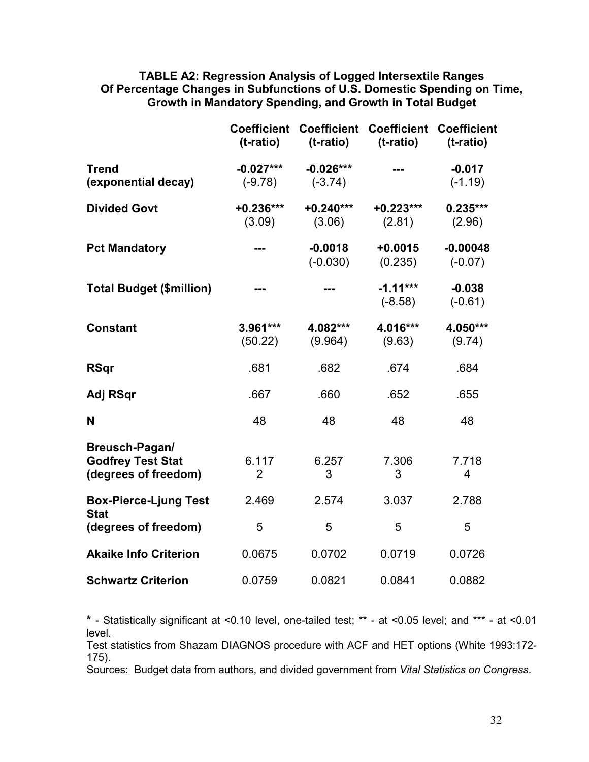**TABLE A2: Regression Analysis of Logged Intersextile Ranges Of Percentage Changes in Subfunctions of U.S. Domestic Spending on Time, Growth in Mandatory Spending, and Growth in Total Budget**

| | Coefficient (t-ratio) | Coefficient (t-ratio) | Coefficient (t-ratio) | Coefficient (t-ratio) |
|---|---|---|---|---|
| **Trend (exponential decay)** | **-0.027***** (-9.78) | **-0.026***** (-3.74) | **---** | **-0.017** (-1.19) |
| **Divided Govt** | **+0.236***** (3.09) | **+0.240***** (3.06) | **+0.223***** (2.81) | **0.235***** (2.96) |
| **Pct Mandatory** | **---** | **-0.0018** (-0.030) | **+0.0015** (0.235) | **-0.00048** (-0.07) |
| **Total Budget ($million)** | **---** | **---** | **-1.11***** (-8.58) | **-0.038** (-0.61) |
| **Constant** | **3.961***** (50.22) | **4.082***** (9.964) | **4.016***** (9.63) | **4.050***** (9.74) |
| **RSqr** | .681 | .682 | .674 | .684 |
| **Adj RSqr** | .667 | .660 | .652 | .655 |
| **N** | 48 | 48 | 48 | 48 |
| **Breusch-Pagan/ Godfrey Test Stat (degrees of freedom)** | 6.117 2 | 6.257 3 | 7.306 3 | 7.718 4 |
| **Box-Pierce-Ljung Test Stat (degrees of freedom)** | 2.469 5 | 2.574 5 | 3.037 5 | 2.788 5 |
| **Akaike Info Criterion** | 0.0675 | 0.0702 | 0.0719 | 0.0726 |
| **Schwartz Criterion** | 0.0759 | 0.0821 | 0.0841 | 0.0882 |

**\*** - Statistically significant at <0.10 level, one-tailed test; ** - at <0.05 level; and *** - at <0.01 level.

Test statistics from Shazam DIAGNOS procedure with ACF and HET options (White 1993:172-175).

Sources: Budget data from authors, and divided government from *Vital Statistics on Congress*.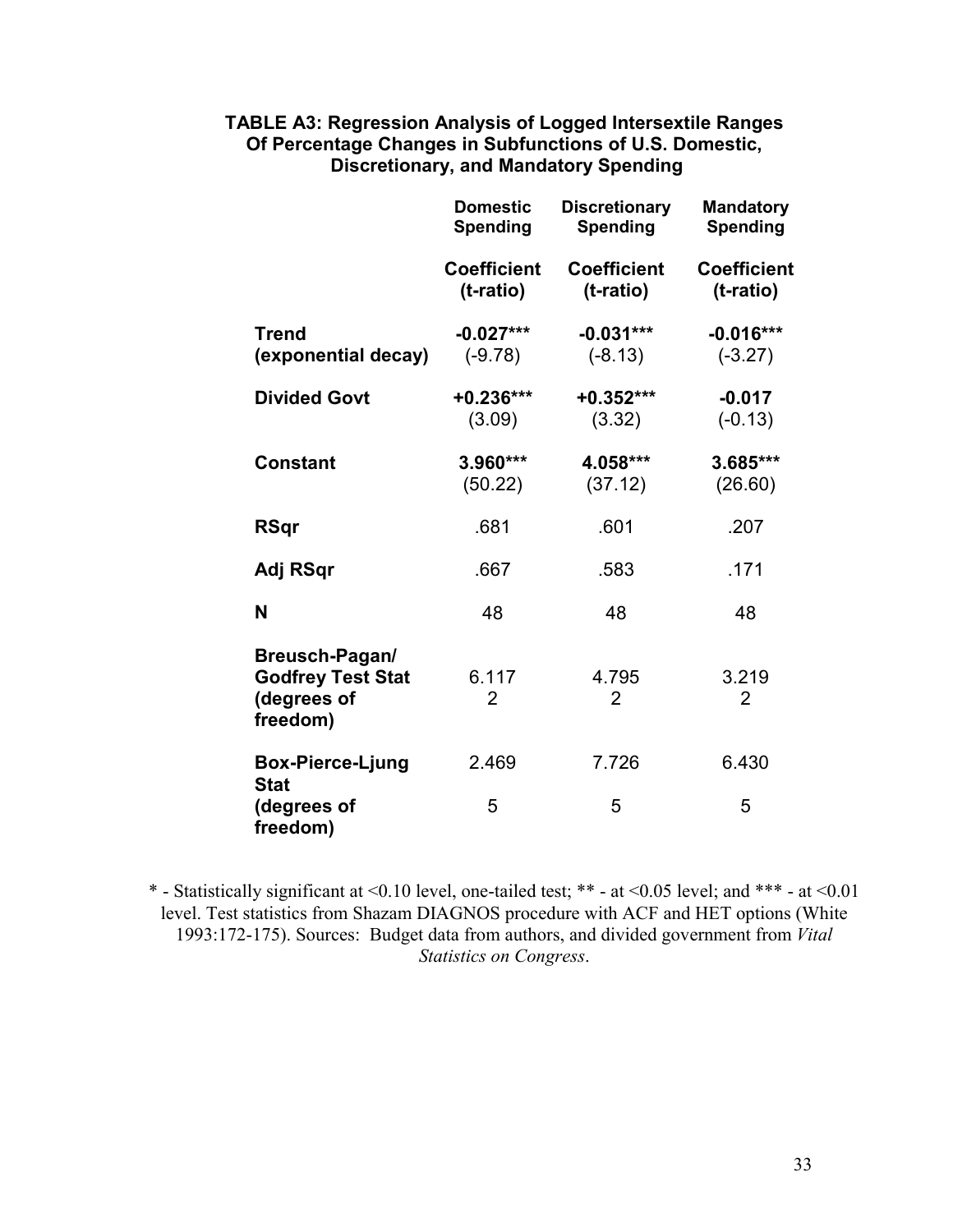**TABLE A3: Regression Analysis of Logged Intersextile Ranges Of Percentage Changes in Subfunctions of U.S. Domestic, Discretionary, and Mandatory Spending**

| | Domestic Spending | Discretionary Spending | Mandatory Spending |
|---|---|---|---|
| | Coefficient (t-ratio) | Coefficient (t-ratio) | Coefficient (t-ratio) |
| **Trend (exponential decay)** | **-0.027***** (-9.78) | **-0.031***** (-8.13) | **-0.016***** (-3.27) |
| **Divided Govt** | **+0.236***** (3.09) | **+0.352***** (3.32) | **-0.017** (-0.13) |
| **Constant** | **3.960***** (50.22) | **4.058***** (37.12) | **3.685***** (26.60) |
| **RSqr** | .681 | .601 | .207 |
| **Adj RSqr** | .667 | .583 | .171 |
| **N** | 48 | 48 | 48 |
| **Breusch-Pagan/ Godfrey Test Stat (degrees of freedom)** | 6.117 2 | 4.795 2 | 3.219 2 |
| **Box-Pierce-Ljung Stat (degrees of freedom)** | 2.469 5 | 7.726 5 | 6.430 5 |

* - Statistically significant at <0.10 level, one-tailed test; ** - at <0.05 level; and *** - at <0.01 level. Test statistics from Shazam DIAGNOS procedure with ACF and HET options (White 1993:172-175). Sources: Budget data from authors, and divided government from *Vital Statistics on Congress*.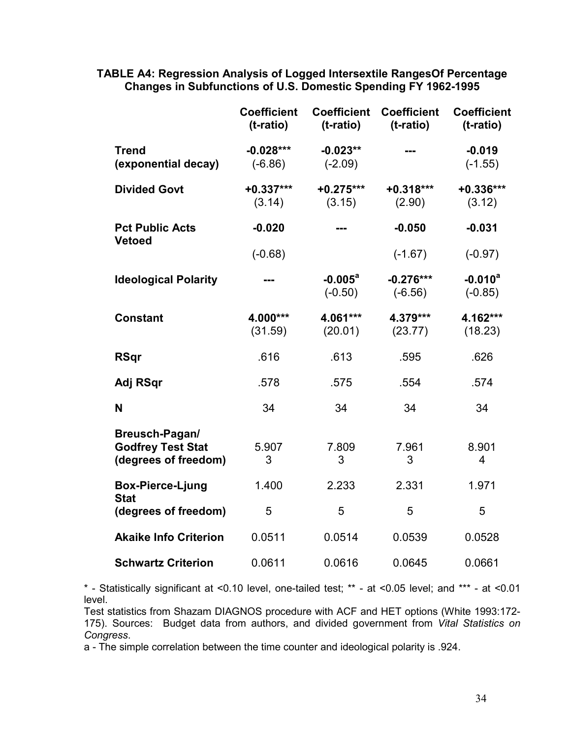**TABLE A4: Regression Analysis of Logged Intersextile RangesOf Percentage Changes in Subfunctions of U.S. Domestic Spending FY 1962-1995**

| | Coefficient (t-ratio) | Coefficient (t-ratio) | Coefficient (t-ratio) | Coefficient (t-ratio) |
|---|---|---|---|---|
| **Trend (exponential decay)** | **-0.028***** (-6.86) | **-0.023**** (-2.09) | **---** | **-0.019** (-1.55) |
| **Divided Govt** | **+0.337***** (3.14) | **+0.275***** (3.15) | **+0.318***** (2.90) | **+0.336***** (3.12) |
| **Pct Public Acts Vetoed** | **-0.020** (-0.68) | **---** | **-0.050** (-1.67) | **-0.031** (-0.97) |
| **Ideological Polarity** | **---** | **-0.005**[a] (-0.50) | **-0.276***** (-6.56) | **-0.010**[a] (-0.85) |
| **Constant** | **4.000***** (31.59) | **4.061***** (20.01) | **4.379***** (23.77) | **4.162***** (18.23) |
| **RSqr** | .616 | .613 | .595 | .626 |
| **Adj RSqr** | .578 | .575 | .554 | .574 |
| **N** | 34 | 34 | 34 | 34 |
| **Breusch-Pagan/ Godfrey Test Stat (degrees of freedom)** | 5.907 3 | 7.809 3 | 7.961 3 | 8.901 4 |
| **Box-Pierce-Ljung Stat (degrees of freedom)** | 1.400 5 | 2.233 5 | 2.331 5 | 1.971 5 |
| **Akaike Info Criterion** | 0.0511 | 0.0514 | 0.0539 | 0.0528 |
| **Schwartz Criterion** | 0.0611 | 0.0616 | 0.0645 | 0.0661 |

* - Statistically significant at <0.10 level, one-tailed test; ** - at <0.05 level; and *** - at <0.01 level.

Test statistics from Shazam DIAGNOS procedure with ACF and HET options (White 1993:172-175). Sources: Budget data from authors, and divided government from *Vital Statistics on Congress*.

a - The simple correlation between the time counter and ideological polarity is .924.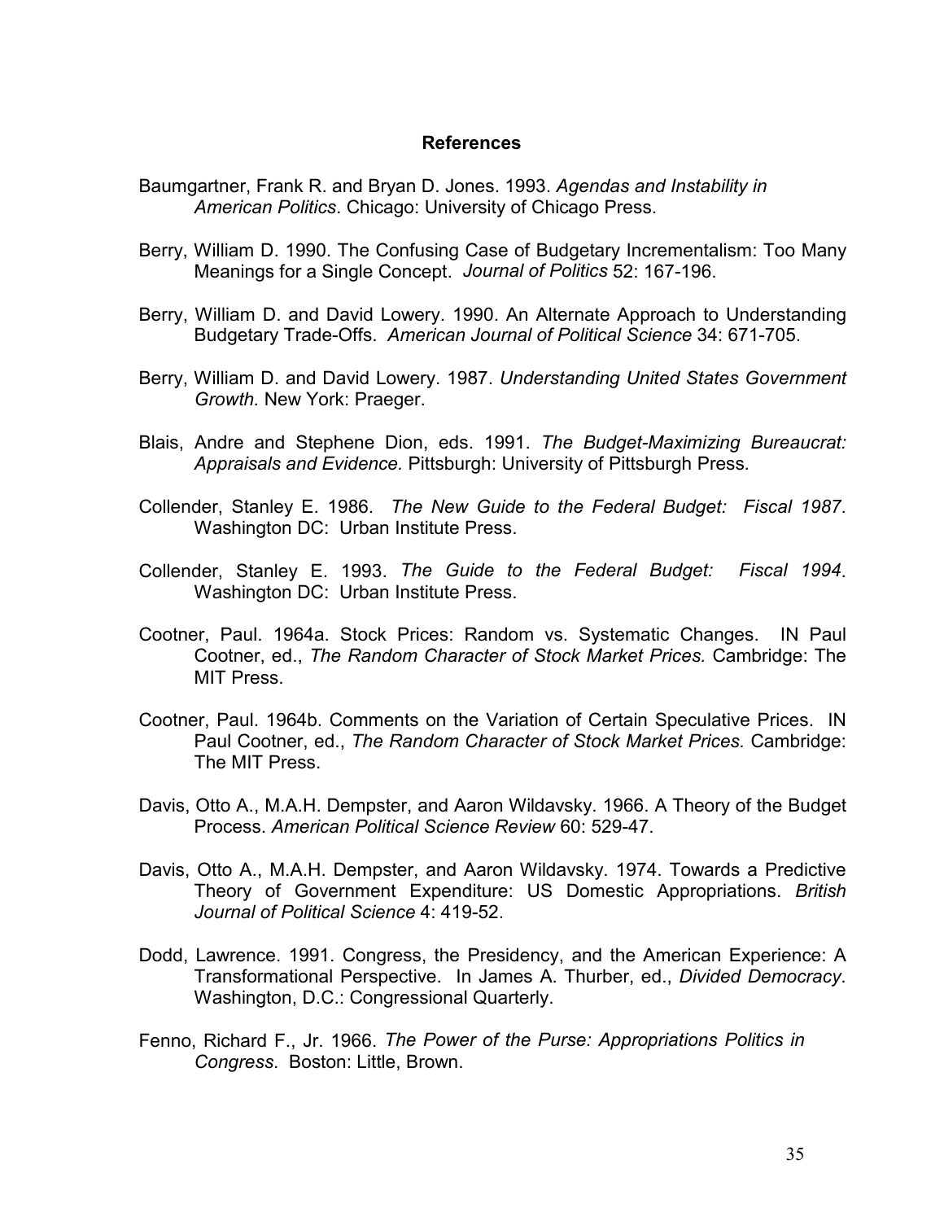## References

Baumgartner, Frank R. and Bryan D. Jones. 1993. *Agendas and Instability in American Politics*. Chicago: University of Chicago Press.

Berry, William D. 1990. The Confusing Case of Budgetary Incrementalism: Too Many Meanings for a Single Concept. *Journal of Politics* 52: 167-196.

Berry, William D. and David Lowery. 1990. An Alternate Approach to Understanding Budgetary Trade-Offs. *American Journal of Political Science* 34: 671-705.

Berry, William D. and David Lowery. 1987. *Understanding United States Government Growth.* New York: Praeger.

Blais, Andre and Stephene Dion, eds. 1991. *The Budget-Maximizing Bureaucrat: Appraisals and Evidence.* Pittsburgh: University of Pittsburgh Press.

Collender, Stanley E. 1986. *The New Guide to the Federal Budget: Fiscal 1987*. Washington DC: Urban Institute Press.

Collender, Stanley E. 1993. *The Guide to the Federal Budget: Fiscal 1994*. Washington DC: Urban Institute Press.

Cootner, Paul. 1964a. Stock Prices: Random vs. Systematic Changes. IN Paul Cootner, ed., *The Random Character of Stock Market Prices.* Cambridge: The MIT Press.

Cootner, Paul. 1964b. Comments on the Variation of Certain Speculative Prices. IN Paul Cootner, ed., *The Random Character of Stock Market Prices.* Cambridge: The MIT Press.

Davis, Otto A., M.A.H. Dempster, and Aaron Wildavsky. 1966. A Theory of the Budget Process. *American Political Science Review* 60: 529-47.

Davis, Otto A., M.A.H. Dempster, and Aaron Wildavsky. 1974. Towards a Predictive Theory of Government Expenditure: US Domestic Appropriations. *British Journal of Political Science* 4: 419-52.

Dodd, Lawrence. 1991. Congress, the Presidency, and the American Experience: A Transformational Perspective. In James A. Thurber, ed., *Divided Democracy*. Washington, D.C.: Congressional Quarterly.

Fenno, Richard F., Jr. 1966. *The Power of the Purse: Appropriations Politics in Congress*. Boston: Little, Brown.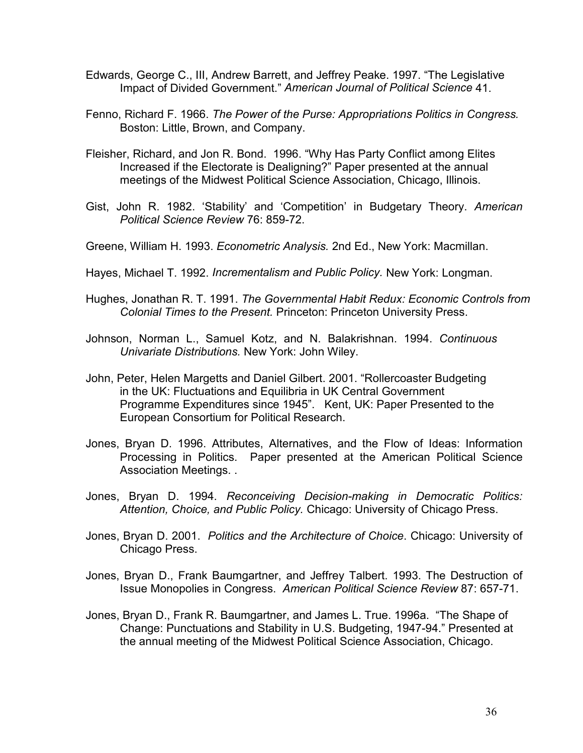Edwards, George C., III, Andrew Barrett, and Jeffrey Peake. 1997. "The Legislative Impact of Divided Government." *American Journal of Political Science* 41.

Fenno, Richard F. 1966. *The Power of the Purse: Appropriations Politics in Congress.* Boston: Little, Brown, and Company.

Fleisher, Richard, and Jon R. Bond. 1996. "Why Has Party Conflict among Elites Increased if the Electorate is Dealigning?" Paper presented at the annual meetings of the Midwest Political Science Association, Chicago, Illinois.

Gist, John R. 1982. 'Stability' and 'Competition' in Budgetary Theory. *American Political Science Review* 76: 859-72.

Greene, William H. 1993. *Econometric Analysis.* 2nd Ed., New York: Macmillan.

Hayes, Michael T. 1992. *Incrementalism and Public Policy.* New York: Longman.

Hughes, Jonathan R. T. 1991. *The Governmental Habit Redux: Economic Controls from Colonial Times to the Present.* Princeton: Princeton University Press.

Johnson, Norman L., Samuel Kotz, and N. Balakrishnan. 1994. *Continuous Univariate Distributions.* New York: John Wiley.

John, Peter, Helen Margetts and Daniel Gilbert. 2001. "Rollercoaster Budgeting in the UK: Fluctuations and Equilibria in UK Central Government Programme Expenditures since 1945". Kent, UK: Paper Presented to the European Consortium for Political Research.

Jones, Bryan D. 1996. Attributes, Alternatives, and the Flow of Ideas: Information Processing in Politics. Paper presented at the American Political Science Association Meetings. .

Jones, Bryan D. 1994. *Reconceiving Decision-making in Democratic Politics: Attention, Choice, and Public Policy.* Chicago: University of Chicago Press.

Jones, Bryan D. 2001. *Politics and the Architecture of Choice*. Chicago: University of Chicago Press.

Jones, Bryan D., Frank Baumgartner, and Jeffrey Talbert. 1993. The Destruction of Issue Monopolies in Congress. *American Political Science Review* 87: 657-71.

Jones, Bryan D., Frank R. Baumgartner, and James L. True. 1996a. "The Shape of Change: Punctuations and Stability in U.S. Budgeting, 1947-94." Presented at the annual meeting of the Midwest Political Science Association, Chicago.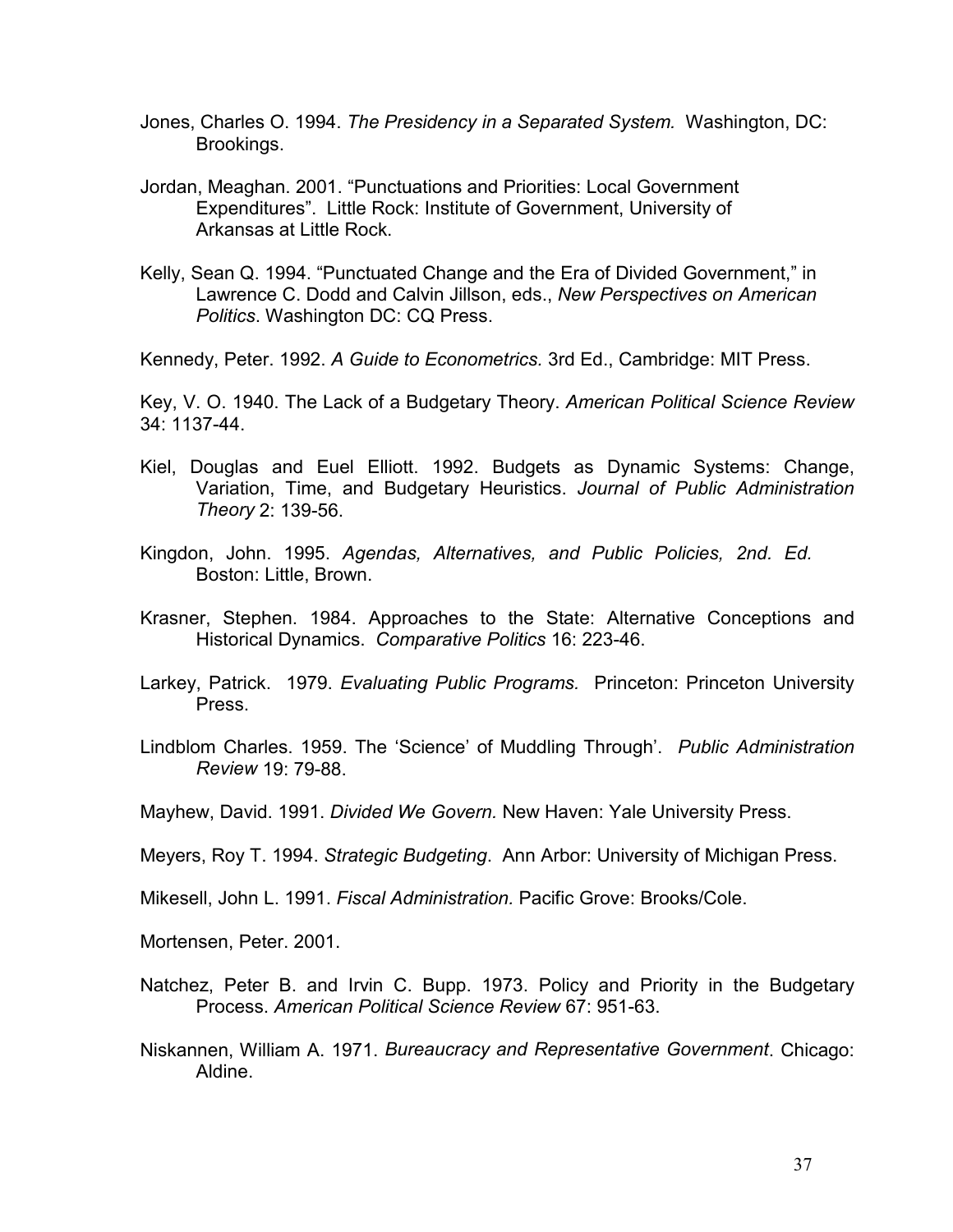Jones, Charles O. 1994. *The Presidency in a Separated System.* Washington, DC: Brookings.

Jordan, Meaghan. 2001. "Punctuations and Priorities: Local Government Expenditures". Little Rock: Institute of Government, University of Arkansas at Little Rock.

Kelly, Sean Q. 1994. "Punctuated Change and the Era of Divided Government," in Lawrence C. Dodd and Calvin Jillson, eds., *New Perspectives on American Politics*. Washington DC: CQ Press.

Kennedy, Peter. 1992. *A Guide to Econometrics.* 3rd Ed., Cambridge: MIT Press.

Key, V. O. 1940. The Lack of a Budgetary Theory. *American Political Science Review* 34: 1137-44.

Kiel, Douglas and Euel Elliott. 1992. Budgets as Dynamic Systems: Change, Variation, Time, and Budgetary Heuristics. *Journal of Public Administration Theory* 2: 139-56.

Kingdon, John. 1995. *Agendas, Alternatives, and Public Policies, 2nd. Ed.* Boston: Little, Brown.

Krasner, Stephen. 1984. Approaches to the State: Alternative Conceptions and Historical Dynamics. *Comparative Politics* 16: 223-46.

Larkey, Patrick. 1979. *Evaluating Public Programs.* Princeton: Princeton University Press.

Lindblom Charles. 1959. The 'Science' of Muddling Through'. *Public Administration Review* 19: 79-88.

Mayhew, David. 1991. *Divided We Govern.* New Haven: Yale University Press.

Meyers, Roy T. 1994. *Strategic Budgeting*. Ann Arbor: University of Michigan Press.

Mikesell, John L. 1991. *Fiscal Administration.* Pacific Grove: Brooks/Cole.

Mortensen, Peter. 2001.

Natchez, Peter B. and Irvin C. Bupp. 1973. Policy and Priority in the Budgetary Process. *American Political Science Review* 67: 951-63.

Niskannen, William A. 1971. *Bureaucracy and Representative Government*. Chicago: Aldine.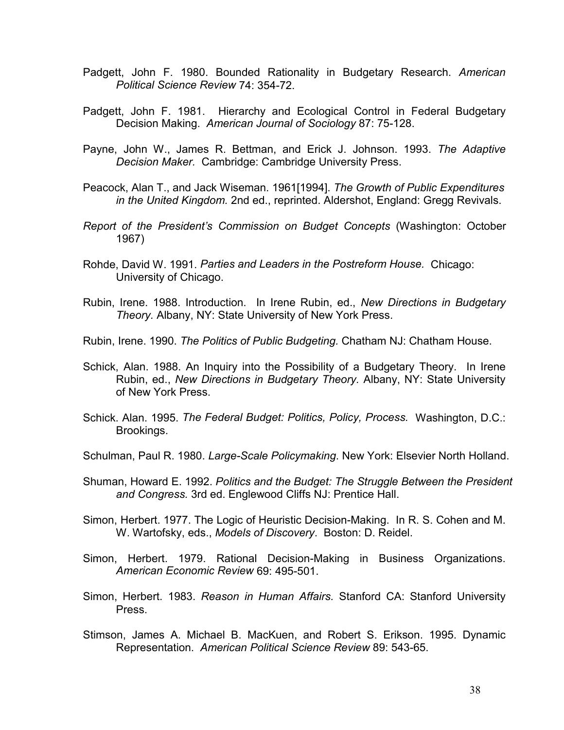Padgett, John F. 1980. Bounded Rationality in Budgetary Research. *American Political Science Review* 74: 354-72.

Padgett, John F. 1981. Hierarchy and Ecological Control in Federal Budgetary Decision Making. *American Journal of Sociology* 87: 75-128.

Payne, John W., James R. Bettman, and Erick J. Johnson. 1993. *The Adaptive Decision Maker.* Cambridge: Cambridge University Press.

Peacock, Alan T., and Jack Wiseman. 1961[1994]. *The Growth of Public Expenditures in the United Kingdom.* 2nd ed., reprinted. Aldershot, England: Gregg Revivals.

*Report of the President's Commission on Budget Concepts* (Washington: October 1967)

Rohde, David W. 1991. *Parties and Leaders in the Postreform House.* Chicago: University of Chicago.

Rubin, Irene. 1988. Introduction. In Irene Rubin, ed., *New Directions in Budgetary Theory.* Albany, NY: State University of New York Press.

Rubin, Irene. 1990. *The Politics of Public Budgeting.* Chatham NJ: Chatham House.

Schick, Alan. 1988. An Inquiry into the Possibility of a Budgetary Theory. In Irene Rubin, ed., *New Directions in Budgetary Theory.* Albany, NY: State University of New York Press.

Schick. Alan. 1995. *The Federal Budget: Politics, Policy, Process.* Washington, D.C.: Brookings.

Schulman, Paul R. 1980. *Large-Scale Policymaking*. New York: Elsevier North Holland.

Shuman, Howard E. 1992. *Politics and the Budget: The Struggle Between the President and Congress.* 3rd ed. Englewood Cliffs NJ: Prentice Hall.

Simon, Herbert. 1977. The Logic of Heuristic Decision-Making. In R. S. Cohen and M. W. Wartofsky, eds., *Models of Discovery*. Boston: D. Reidel.

Simon, Herbert. 1979. Rational Decision-Making in Business Organizations. *American Economic Review* 69: 495-501.

Simon, Herbert. 1983. *Reason in Human Affairs.* Stanford CA: Stanford University Press.

Stimson, James A. Michael B. MacKuen, and Robert S. Erikson. 1995. Dynamic Representation. *American Political Science Review* 89: 543-65.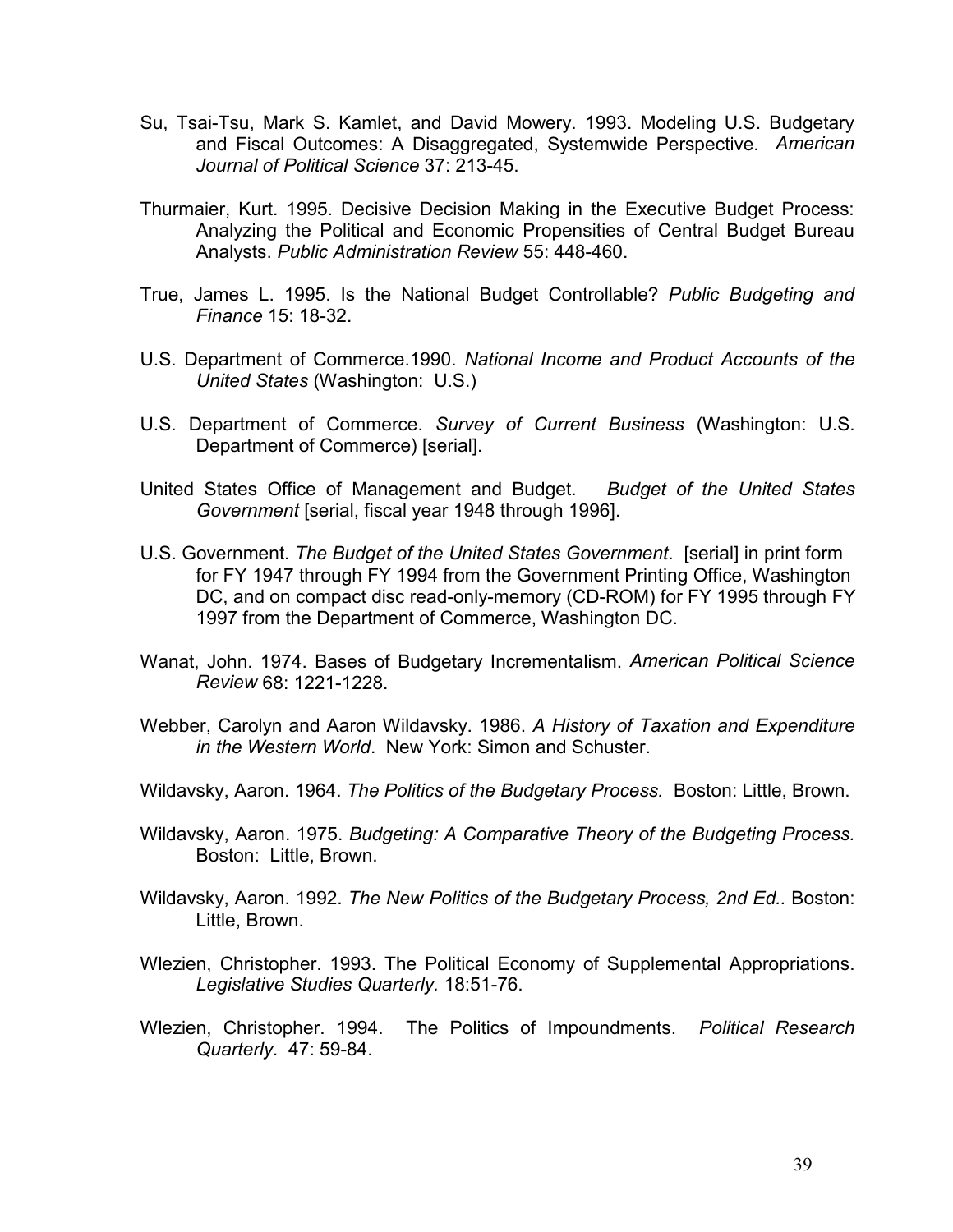Su, Tsai-Tsu, Mark S. Kamlet, and David Mowery. 1993. Modeling U.S. Budgetary and Fiscal Outcomes: A Disaggregated, Systemwide Perspective. *American Journal of Political Science* 37: 213-45.

Thurmaier, Kurt. 1995. Decisive Decision Making in the Executive Budget Process: Analyzing the Political and Economic Propensities of Central Budget Bureau Analysts. *Public Administration Review* 55: 448-460.

True, James L. 1995. Is the National Budget Controllable? *Public Budgeting and Finance* 15: 18-32.

U.S. Department of Commerce.1990. *National Income and Product Accounts of the United States* (Washington: U.S.)

U.S. Department of Commerce. *Survey of Current Business* (Washington: U.S. Department of Commerce) [serial].

United States Office of Management and Budget. *Budget of the United States Government* [serial, fiscal year 1948 through 1996].

U.S. Government. *The Budget of the United States Government*. [serial] in print form for FY 1947 through FY 1994 from the Government Printing Office, Washington DC, and on compact disc read-only-memory (CD-ROM) for FY 1995 through FY 1997 from the Department of Commerce, Washington DC.

Wanat, John. 1974. Bases of Budgetary Incrementalism. *American Political Science Review* 68: 1221-1228.

Webber, Carolyn and Aaron Wildavsky. 1986. *A History of Taxation and Expenditure in the Western World*. New York: Simon and Schuster.

Wildavsky, Aaron. 1964. *The Politics of the Budgetary Process.* Boston: Little, Brown.

Wildavsky, Aaron. 1975. *Budgeting: A Comparative Theory of the Budgeting Process.* Boston: Little, Brown.

Wildavsky, Aaron. 1992. *The New Politics of the Budgetary Process, 2nd Ed.*. Boston: Little, Brown.

Wlezien, Christopher. 1993. The Political Economy of Supplemental Appropriations. *Legislative Studies Quarterly.* 18:51-76.

Wlezien, Christopher. 1994. The Politics of Impoundments. *Political Research Quarterly.* 47: 59-84.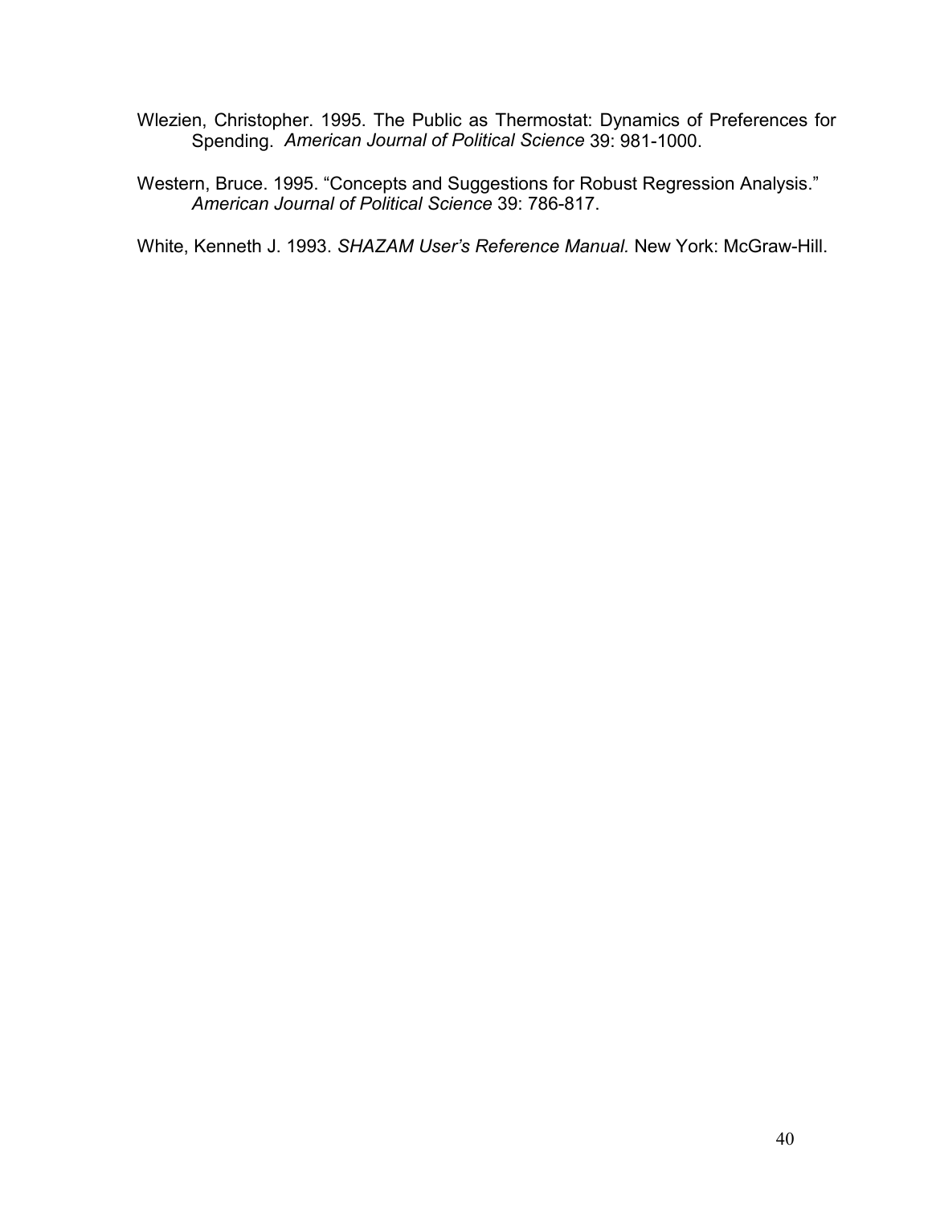Wlezien, Christopher. 1995. The Public as Thermostat: Dynamics of Preferences for Spending. *American Journal of Political Science* 39: 981-1000.

Western, Bruce. 1995. "Concepts and Suggestions for Robust Regression Analysis." *American Journal of Political Science* 39: 786-817.

White, Kenneth J. 1993. *SHAZAM User's Reference Manual.* New York: McGraw-Hill.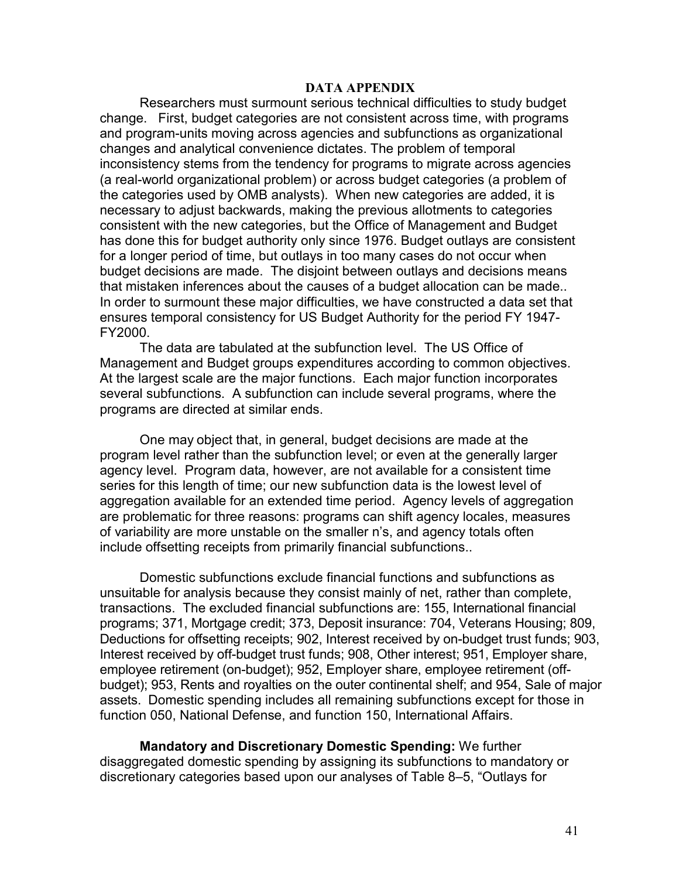## DATA APPENDIX

Researchers must surmount serious technical difficulties to study budget change. First, budget categories are not consistent across time, with programs and program-units moving across agencies and subfunctions as organizational changes and analytical convenience dictates. The problem of temporal inconsistency stems from the tendency for programs to migrate across agencies (a real-world organizational problem) or across budget categories (a problem of the categories used by OMB analysts). When new categories are added, it is necessary to adjust backwards, making the previous allotments to categories consistent with the new categories, but the Office of Management and Budget has done this for budget authority only since 1976. Budget outlays are consistent for a longer period of time, but outlays in too many cases do not occur when budget decisions are made. The disjoint between outlays and decisions means that mistaken inferences about the causes of a budget allocation can be made.. In order to surmount these major difficulties, we have constructed a data set that ensures temporal consistency for US Budget Authority for the period FY 1947-FY2000.

The data are tabulated at the subfunction level. The US Office of Management and Budget groups expenditures according to common objectives. At the largest scale are the major functions. Each major function incorporates several subfunctions. A subfunction can include several programs, where the programs are directed at similar ends.

One may object that, in general, budget decisions are made at the program level rather than the subfunction level; or even at the generally larger agency level. Program data, however, are not available for a consistent time series for this length of time; our new subfunction data is the lowest level of aggregation available for an extended time period. Agency levels of aggregation are problematic for three reasons: programs can shift agency locales, measures of variability are more unstable on the smaller n's, and agency totals often include offsetting receipts from primarily financial subfunctions..

Domestic subfunctions exclude financial functions and subfunctions as unsuitable for analysis because they consist mainly of net, rather than complete, transactions. The excluded financial subfunctions are: 155, International financial programs; 371, Mortgage credit; 373, Deposit insurance: 704, Veterans Housing; 809, Deductions for offsetting receipts; 902, Interest received by on-budget trust funds; 903, Interest received by off-budget trust funds; 908, Other interest; 951, Employer share, employee retirement (on-budget); 952, Employer share, employee retirement (off-budget); 953, Rents and royalties on the outer continental shelf; and 954, Sale of major assets. Domestic spending includes all remaining subfunctions except for those in function 050, National Defense, and function 150, International Affairs.

**Mandatory and Discretionary Domestic Spending:** We further disaggregated domestic spending by assigning its subfunctions to mandatory or discretionary categories based upon our analyses of Table 8–5, "Outlays for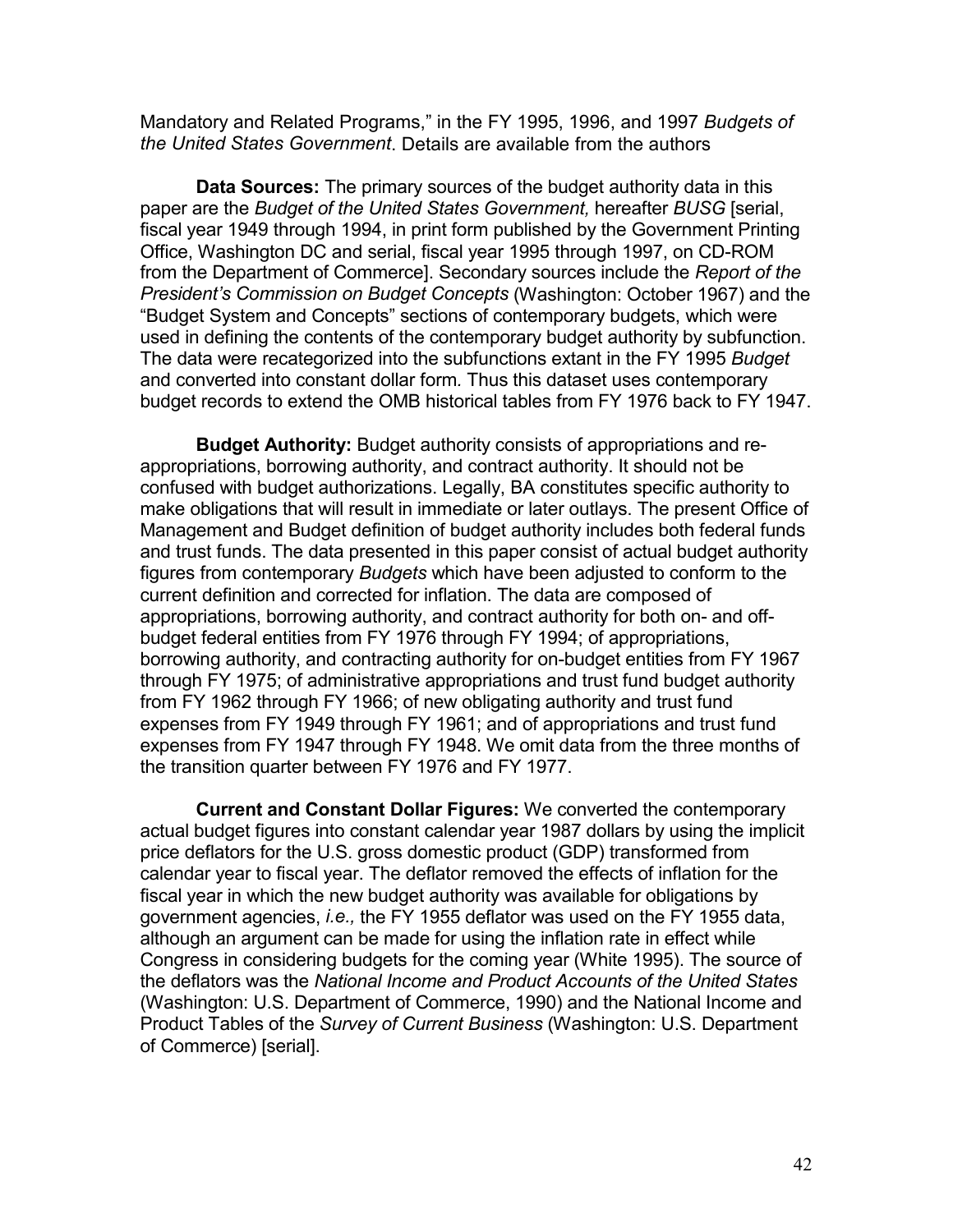Mandatory and Related Programs," in the FY 1995, 1996, and 1997 *Budgets of the United States Government*. Details are available from the authors

**Data Sources:** The primary sources of the budget authority data in this paper are the *Budget of the United States Government,* hereafter *BUSG* [serial, fiscal year 1949 through 1994, in print form published by the Government Printing Office, Washington DC and serial, fiscal year 1995 through 1997, on CD-ROM from the Department of Commerce]. Secondary sources include the *Report of the President's Commission on Budget Concepts* (Washington: October 1967) and the "Budget System and Concepts" sections of contemporary budgets, which were used in defining the contents of the contemporary budget authority by subfunction. The data were recategorized into the subfunctions extant in the FY 1995 *Budget* and converted into constant dollar form. Thus this dataset uses contemporary budget records to extend the OMB historical tables from FY 1976 back to FY 1947.

**Budget Authority:** Budget authority consists of appropriations and re-appropriations, borrowing authority, and contract authority. It should not be confused with budget authorizations. Legally, BA constitutes specific authority to make obligations that will result in immediate or later outlays. The present Office of Management and Budget definition of budget authority includes both federal funds and trust funds. The data presented in this paper consist of actual budget authority figures from contemporary *Budgets* which have been adjusted to conform to the current definition and corrected for inflation. The data are composed of appropriations, borrowing authority, and contract authority for both on- and off-budget federal entities from FY 1976 through FY 1994; of appropriations, borrowing authority, and contracting authority for on-budget entities from FY 1967 through FY 1975; of administrative appropriations and trust fund budget authority from FY 1962 through FY 1966; of new obligating authority and trust fund expenses from FY 1949 through FY 1961; and of appropriations and trust fund expenses from FY 1947 through FY 1948. We omit data from the three months of the transition quarter between FY 1976 and FY 1977.

**Current and Constant Dollar Figures:** We converted the contemporary actual budget figures into constant calendar year 1987 dollars by using the implicit price deflators for the U.S. gross domestic product (GDP) transformed from calendar year to fiscal year. The deflator removed the effects of inflation for the fiscal year in which the new budget authority was available for obligations by government agencies, *i.e.,* the FY 1955 deflator was used on the FY 1955 data, although an argument can be made for using the inflation rate in effect while Congress in considering budgets for the coming year (White 1995). The source of the deflators was the *National Income and Product Accounts of the United States* (Washington: U.S. Department of Commerce, 1990) and the National Income and Product Tables of the *Survey of Current Business* (Washington: U.S. Department of Commerce) [serial].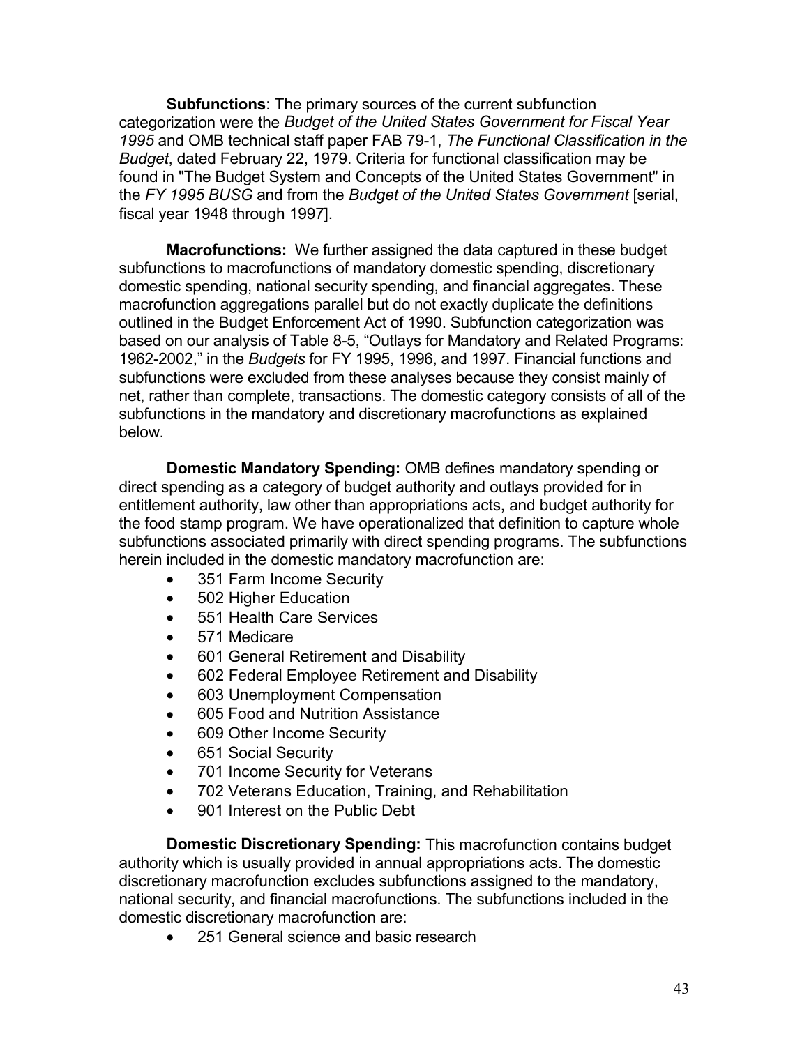**Subfunctions**: The primary sources of the current subfunction categorization were the *Budget of the United States Government for Fiscal Year 1995* and OMB technical staff paper FAB 79-1, *The Functional Classification in the Budget*, dated February 22, 1979. Criteria for functional classification may be found in "The Budget System and Concepts of the United States Government" in the *FY 1995 BUSG* and from the *Budget of the United States Government* [serial, fiscal year 1948 through 1997].

**Macrofunctions:** We further assigned the data captured in these budget subfunctions to macrofunctions of mandatory domestic spending, discretionary domestic spending, national security spending, and financial aggregates. These macrofunction aggregations parallel but do not exactly duplicate the definitions outlined in the Budget Enforcement Act of 1990. Subfunction categorization was based on our analysis of Table 8-5, "Outlays for Mandatory and Related Programs: 1962-2002," in the *Budgets* for FY 1995, 1996, and 1997. Financial functions and subfunctions were excluded from these analyses because they consist mainly of net, rather than complete, transactions. The domestic category consists of all of the subfunctions in the mandatory and discretionary macrofunctions as explained below.

**Domestic Mandatory Spending:** OMB defines mandatory spending or direct spending as a category of budget authority and outlays provided for in entitlement authority, law other than appropriations acts, and budget authority for the food stamp program. We have operationalized that definition to capture whole subfunctions associated primarily with direct spending programs. The subfunctions herein included in the domestic mandatory macrofunction are:

- 351 Farm Income Security
- 502 Higher Education
- 551 Health Care Services
- 571 Medicare
- 601 General Retirement and Disability
- 602 Federal Employee Retirement and Disability
- 603 Unemployment Compensation
- 605 Food and Nutrition Assistance
- 609 Other Income Security
- 651 Social Security
- 701 Income Security for Veterans
- 702 Veterans Education, Training, and Rehabilitation
- 901 Interest on the Public Debt

**Domestic Discretionary Spending:** This macrofunction contains budget authority which is usually provided in annual appropriations acts. The domestic discretionary macrofunction excludes subfunctions assigned to the mandatory, national security, and financial macrofunctions. The subfunctions included in the domestic discretionary macrofunction are:

- 251 General science and basic research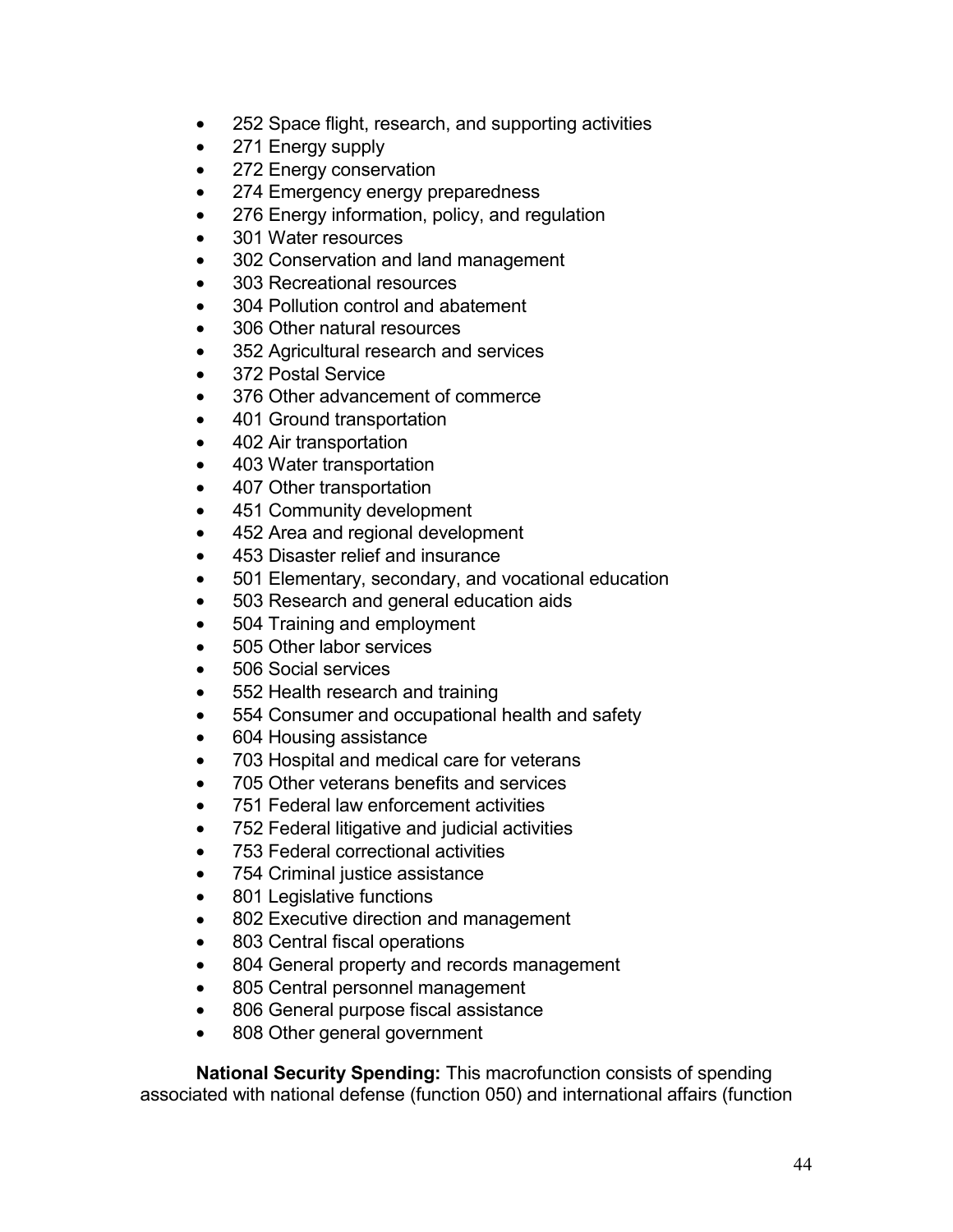- 252 Space flight, research, and supporting activities
- 271 Energy supply
- 272 Energy conservation
- 274 Emergency energy preparedness
- 276 Energy information, policy, and regulation
- 301 Water resources
- 302 Conservation and land management
- 303 Recreational resources
- 304 Pollution control and abatement
- 306 Other natural resources
- 352 Agricultural research and services
- 372 Postal Service
- 376 Other advancement of commerce
- 401 Ground transportation
- 402 Air transportation
- 403 Water transportation
- 407 Other transportation
- 451 Community development
- 452 Area and regional development
- 453 Disaster relief and insurance
- 501 Elementary, secondary, and vocational education
- 503 Research and general education aids
- 504 Training and employment
- 505 Other labor services
- 506 Social services
- 552 Health research and training
- 554 Consumer and occupational health and safety
- 604 Housing assistance
- 703 Hospital and medical care for veterans
- 705 Other veterans benefits and services
- 751 Federal law enforcement activities
- 752 Federal litigative and judicial activities
- 753 Federal correctional activities
- 754 Criminal justice assistance
- 801 Legislative functions
- 802 Executive direction and management
- 803 Central fiscal operations
- 804 General property and records management
- 805 Central personnel management
- 806 General purpose fiscal assistance
- 808 Other general government

**National Security Spending:** This macrofunction consists of spending associated with national defense (function 050) and international affairs (function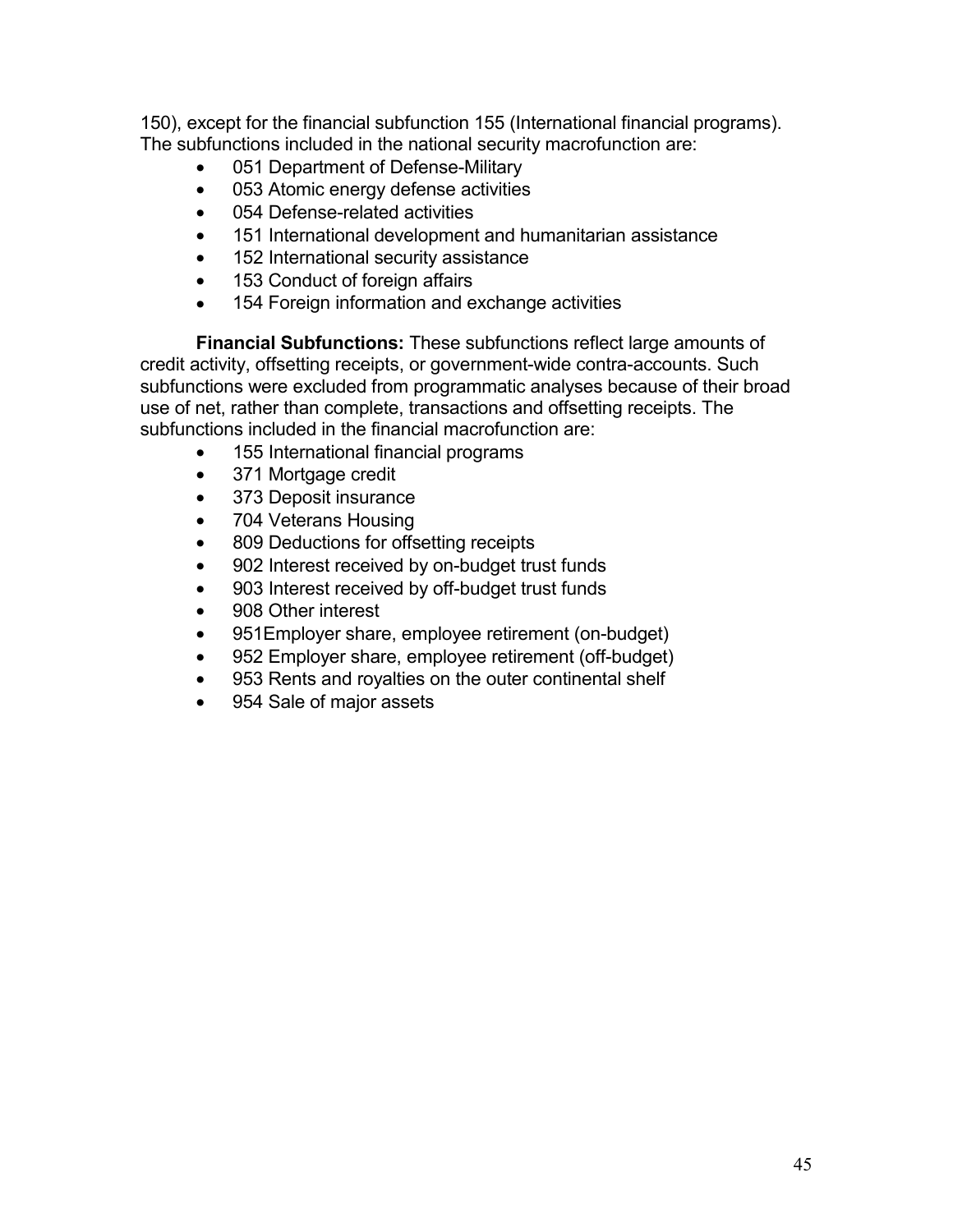150), except for the financial subfunction 155 (International financial programs). The subfunctions included in the national security macrofunction are:

- 051 Department of Defense-Military
- 053 Atomic energy defense activities
- 054 Defense-related activities
- 151 International development and humanitarian assistance
- 152 International security assistance
- 153 Conduct of foreign affairs
- 154 Foreign information and exchange activities

**Financial Subfunctions:** These subfunctions reflect large amounts of credit activity, offsetting receipts, or government-wide contra-accounts. Such subfunctions were excluded from programmatic analyses because of their broad use of net, rather than complete, transactions and offsetting receipts. The subfunctions included in the financial macrofunction are:

- 155 International financial programs
- 371 Mortgage credit
- 373 Deposit insurance
- 704 Veterans Housing
- 809 Deductions for offsetting receipts
- 902 Interest received by on-budget trust funds
- 903 Interest received by off-budget trust funds
- 908 Other interest
- 951Employer share, employee retirement (on-budget)
- 952 Employer share, employee retirement (off-budget)
- 953 Rents and royalties on the outer continental shelf
- 954 Sale of major assets